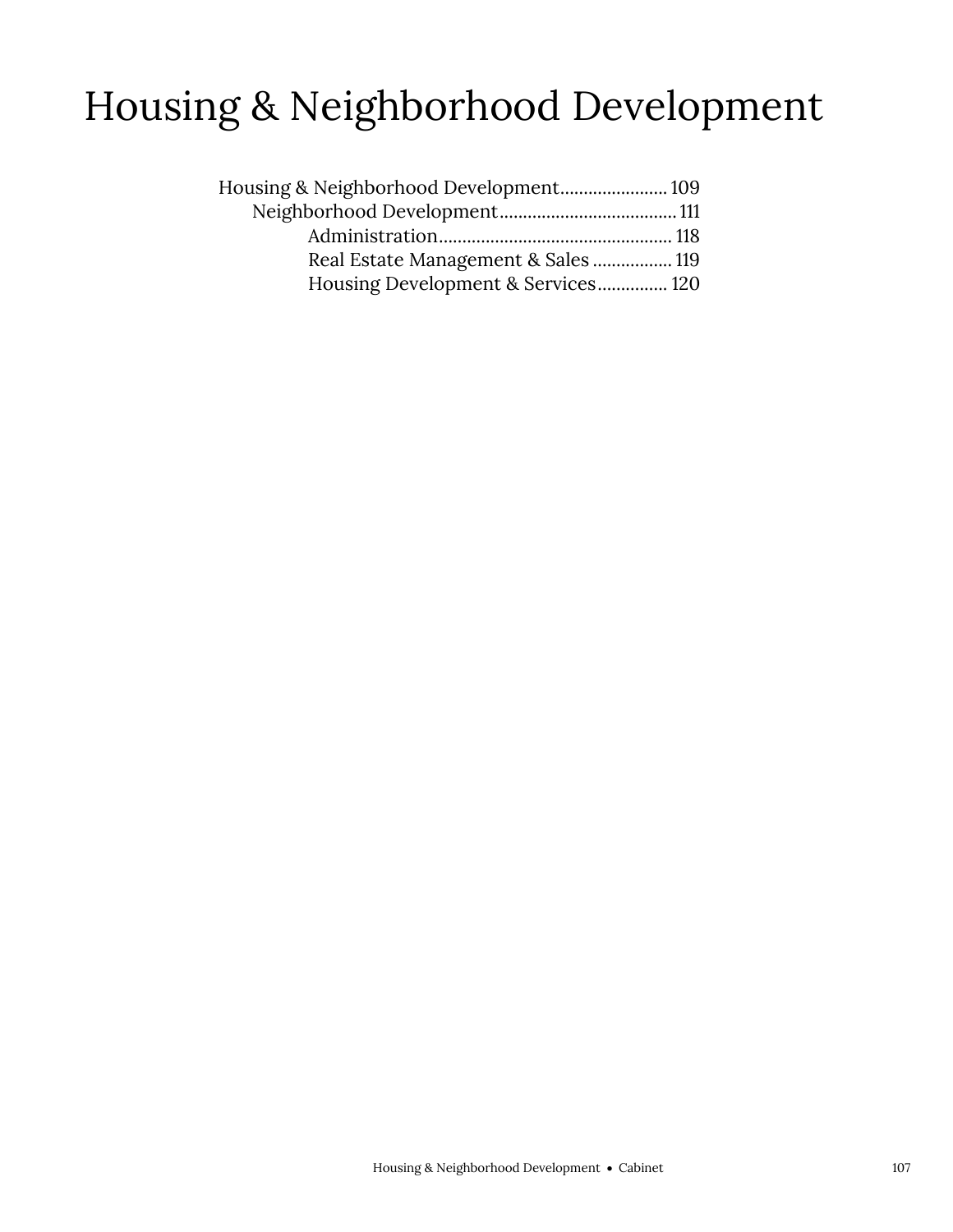# Housing & Neighborhood Development

- Housing & Neighborhood Development....................... 109
  - Neighborhood Development...................................... 111
    - Administration.................................................. 118
    - Real Estate Management & Sales ................. 119
    - Housing Development & Services............... 120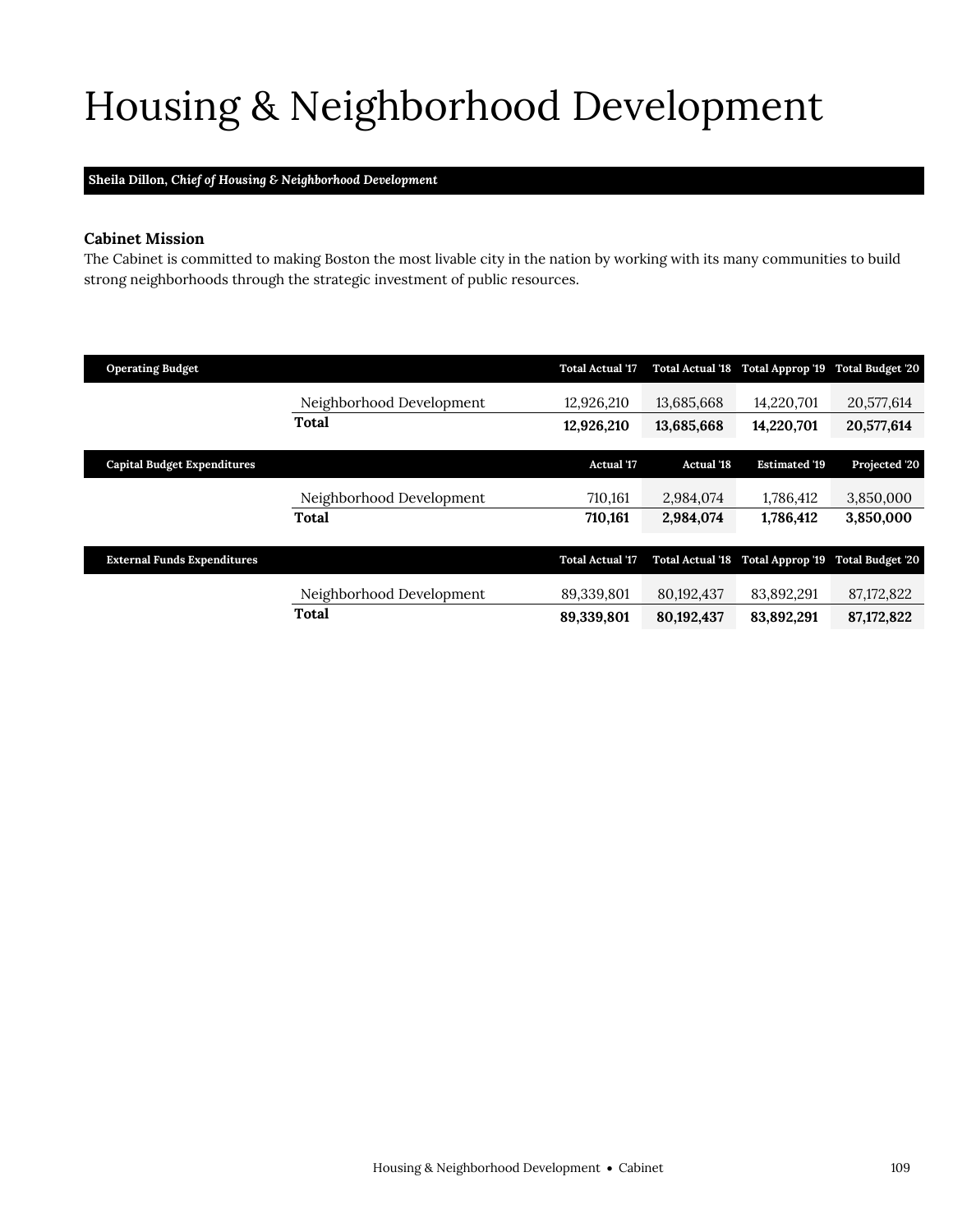# Housing & Neighborhood Development

**Sheila Dillon,** ***Chief of Housing & Neighborhood Development***

### Cabinet Mission

The Cabinet is committed to making Boston the most livable city in the nation by working with its many communities to build strong neighborhoods through the strategic investment of public resources.

| Operating Budget | | Total Actual '17 | Total Actual '18 | Total Approp '19 | Total Budget '20 |
|---|---|---|---|---|---|
| | Neighborhood Development | 12,926,210 | 13,685,668 | 14,220,701 | 20,577,614 |
| | **Total** | **12,926,210** | **13,685,668** | **14,220,701** | **20,577,614** |

| Capital Budget Expenditures | | Actual '17 | Actual '18 | Estimated '19 | Projected '20 |
|---|---|---|---|---|---|
| | Neighborhood Development | 710,161 | 2,984,074 | 1,786,412 | 3,850,000 |
| | **Total** | **710,161** | **2,984,074** | **1,786,412** | **3,850,000** |

| External Funds Expenditures | | Total Actual '17 | Total Actual '18 | Total Approp '19 | Total Budget '20 |
|---|---|---|---|---|---|
| | Neighborhood Development | 89,339,801 | 80,192,437 | 83,892,291 | 87,172,822 |
| | **Total** | **89,339,801** | **80,192,437** | **83,892,291** | **87,172,822** |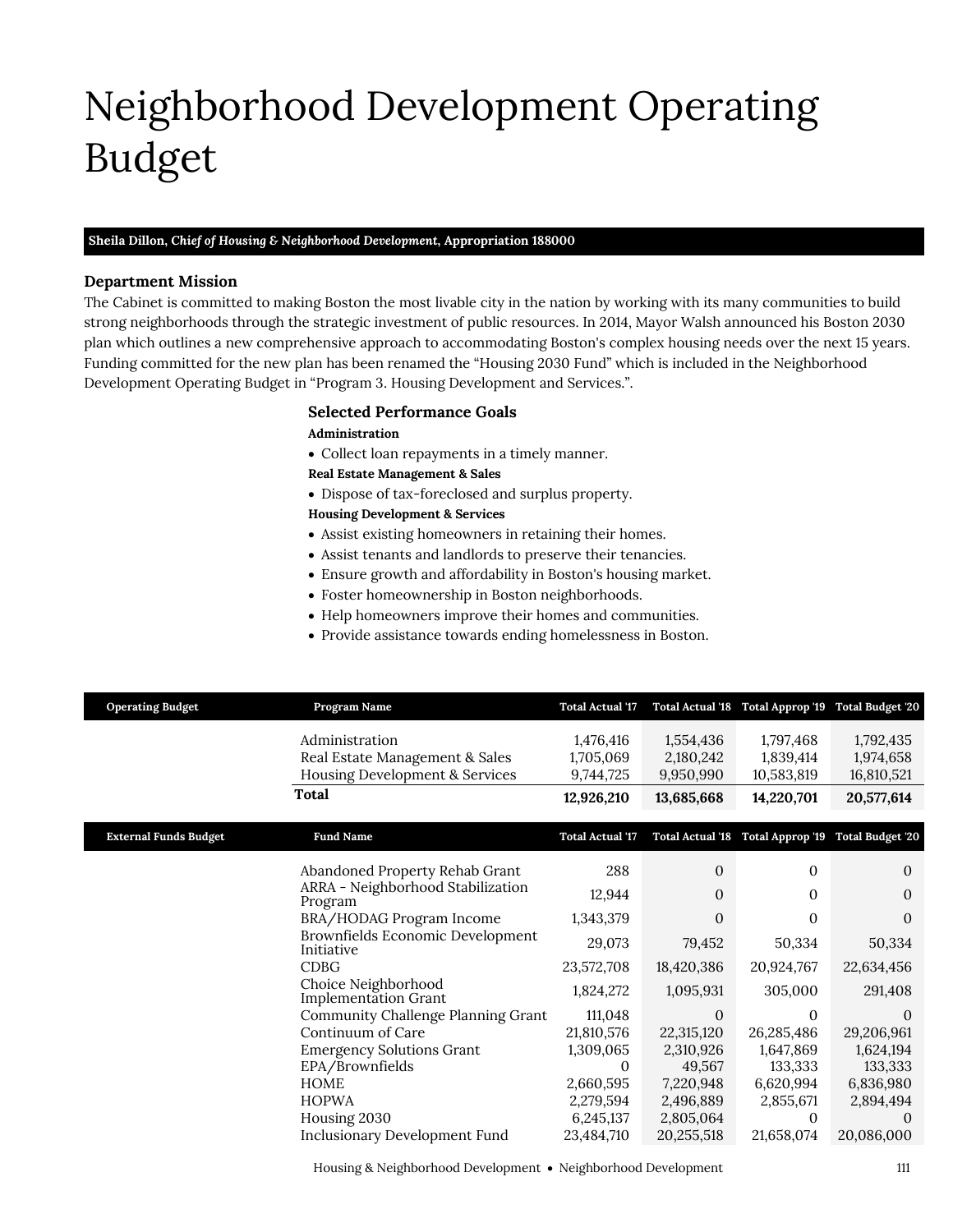# Neighborhood Development Operating Budget

**Sheila Dillon, *Chief of Housing & Neighborhood Development*, Appropriation 188000**

### Department Mission

The Cabinet is committed to making Boston the most livable city in the nation by working with its many communities to build strong neighborhoods through the strategic investment of public resources. In 2014, Mayor Walsh announced his Boston 2030 plan which outlines a new comprehensive approach to accommodating Boston's complex housing needs over the next 15 years. Funding committed for the new plan has been renamed the "Housing 2030 Fund" which is included in the Neighborhood Development Operating Budget in "Program 3. Housing Development and Services.".

### Selected Performance Goals

**Administration**

- Collect loan repayments in a timely manner.

**Real Estate Management & Sales**

- Dispose of tax-foreclosed and surplus property.

**Housing Development & Services**

- Assist existing homeowners in retaining their homes.
- Assist tenants and landlords to preserve their tenancies.
- Ensure growth and affordability in Boston's housing market.
- Foster homeownership in Boston neighborhoods.
- Help homeowners improve their homes and communities.
- Provide assistance towards ending homelessness in Boston.

| Operating Budget | Program Name | Total Actual '17 | Total Actual '18 | Total Approp '19 | Total Budget '20 |
|---|---|---|---|---|---|
| | Administration | 1,476,416 | 1,554,436 | 1,797,468 | 1,792,435 |
| | Real Estate Management & Sales | 1,705,069 | 2,180,242 | 1,839,414 | 1,974,658 |
| | Housing Development & Services | 9,744,725 | 9,950,990 | 10,583,819 | 16,810,521 |
| | **Total** | **12,926,210** | **13,685,668** | **14,220,701** | **20,577,614** |

| External Funds Budget | Fund Name | Total Actual '17 | Total Actual '18 | Total Approp '19 | Total Budget '20 |
|---|---|---|---|---|---|
| | Abandoned Property Rehab Grant | 288 | 0 | 0 | 0 |
| | ARRA - Neighborhood Stabilization Program | 12,944 | 0 | 0 | 0 |
| | BRA/HODAG Program Income | 1,343,379 | 0 | 0 | 0 |
| | Brownfields Economic Development Initiative | 29,073 | 79,452 | 50,334 | 50,334 |
| | CDBG | 23,572,708 | 18,420,386 | 20,924,767 | 22,634,456 |
| | Choice Neighborhood Implementation Grant | 1,824,272 | 1,095,931 | 305,000 | 291,408 |
| | Community Challenge Planning Grant | 111,048 | 0 | 0 | 0 |
| | Continuum of Care | 21,810,576 | 22,315,120 | 26,285,486 | 29,206,961 |
| | Emergency Solutions Grant | 1,309,065 | 2,310,926 | 1,647,869 | 1,624,194 |
| | EPA/Brownfields | 0 | 49,567 | 133,333 | 133,333 |
| | HOME | 2,660,595 | 7,220,948 | 6,620,994 | 6,836,980 |
| | HOPWA | 2,279,594 | 2,496,889 | 2,855,671 | 2,894,494 |
| | Housing 2030 | 6,245,137 | 2,805,064 | 0 | 0 |
| | Inclusionary Development Fund | 23,484,710 | 20,255,518 | 21,658,074 | 20,086,000 |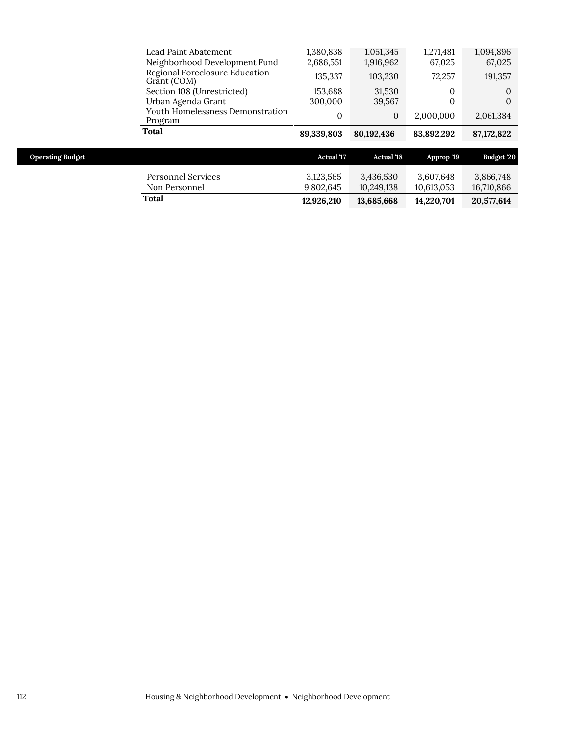| | | | | |
|---|---|---|---|---|
| Lead Paint Abatement | 1,380,838 | 1,051,345 | 1,271,481 | 1,094,896 |
| Neighborhood Development Fund | 2,686,551 | 1,916,962 | 67,025 | 67,025 |
| Regional Foreclosure Education Grant (COM) | 135,337 | 103,230 | 72,257 | 191,357 |
| Section 108 (Unrestricted) | 153,688 | 31,530 | 0 | 0 |
| Urban Agenda Grant | 300,000 | 39,567 | 0 | 0 |
| Youth Homelessness Demonstration Program | 0 | 0 | 2,000,000 | 2,061,384 |
| **Total** | **89,339,803** | **80,192,436** | **83,892,292** | **87,172,822** |

| Operating Budget | Actual '17 | Actual '18 | Approp '19 | Budget '20 |
|---|---|---|---|---|
| Personnel Services | 3,123,565 | 3,436,530 | 3,607,648 | 3,866,748 |
| Non Personnel | 9,802,645 | 10,249,138 | 10,613,053 | 16,710,866 |
| **Total** | **12,926,210** | **13,685,668** | **14,220,701** | **20,577,614** |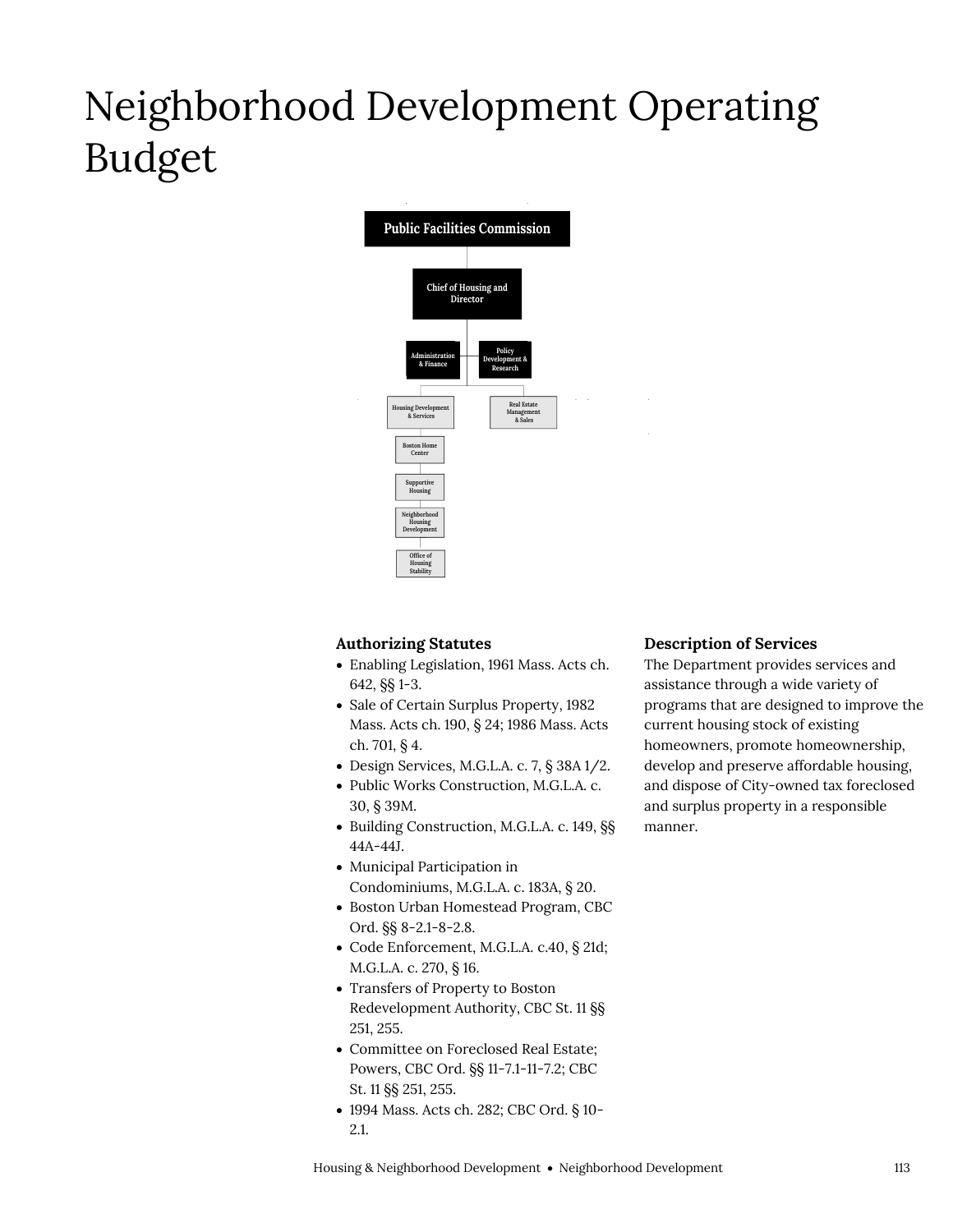# Neighborhood Development Operating Budget

Public Facilities Commission

Chief of Housing and Director

Administration & Finance

Policy Development & Research

Housing Development & Services

Real Estate Management & Sales

Boston Home Center

Supportive Housing

Neighborhood Housing Development

Office of Housing Stability

### Authorizing Statutes

- Enabling Legislation, 1961 Mass. Acts ch. 642, §§ 1-3.
- Sale of Certain Surplus Property, 1982 Mass. Acts ch. 190, § 24; 1986 Mass. Acts ch. 701, § 4.
- Design Services, M.G.L.A. c. 7, § 38A 1/2.
- Public Works Construction, M.G.L.A. c. 30, § 39M.
- Building Construction, M.G.L.A. c. 149, §§ 44A-44J.
- Municipal Participation in Condominiums, M.G.L.A. c. 183A, § 20.
- Boston Urban Homestead Program, CBC Ord. §§ 8-2.1-8-2.8.
- Code Enforcement, M.G.L.A. c.40, § 21d; M.G.L.A. c. 270, § 16.
- Transfers of Property to Boston Redevelopment Authority, CBC St. 11 §§ 251, 255.
- Committee on Foreclosed Real Estate; Powers, CBC Ord. §§ 11-7.1-11-7.2; CBC St. 11 §§ 251, 255.
- 1994 Mass. Acts ch. 282; CBC Ord. § 10-2.1.

### Description of Services

The Department provides services and assistance through a wide variety of programs that are designed to improve the current housing stock of existing homeowners, promote homeownership, develop and preserve affordable housing, and dispose of City-owned tax foreclosed and surplus property in a responsible manner.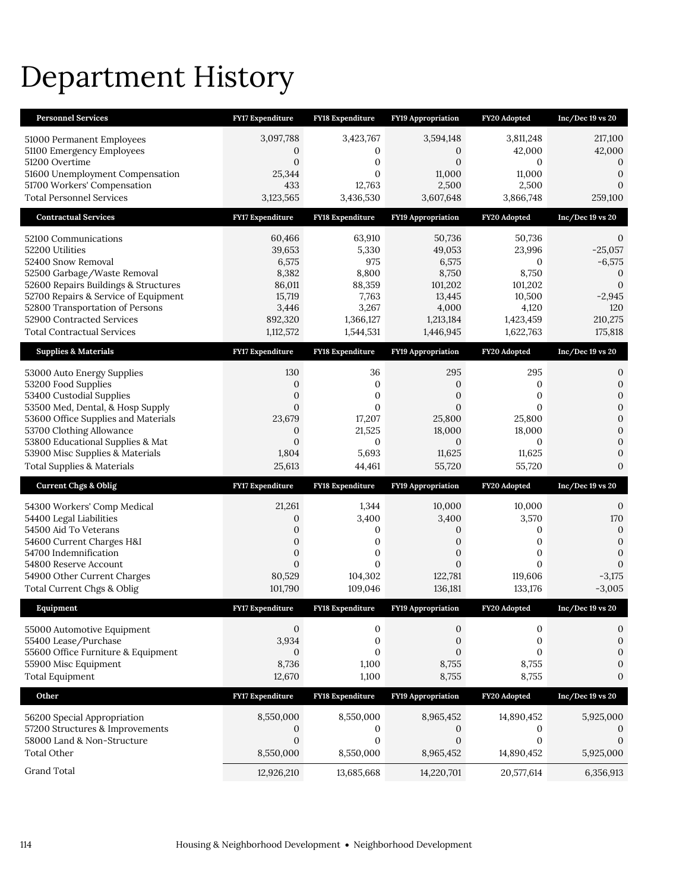# Department History

| Personnel Services | FY17 Expenditure | FY18 Expenditure | FY19 Appropriation | FY20 Adopted | Inc/Dec 19 vs 20 |
|---|---|---|---|---|---|
| 51000 Permanent Employees | 3,097,788 | 3,423,767 | 3,594,148 | 3,811,248 | 217,100 |
| 51100 Emergency Employees | 0 | 0 | 0 | 42,000 | 42,000 |
| 51200 Overtime | 0 | 0 | 0 | 0 | 0 |
| 51600 Unemployment Compensation | 25,344 | 0 | 11,000 | 11,000 | 0 |
| 51700 Workers' Compensation | 433 | 12,763 | 2,500 | 2,500 | 0 |
| Total Personnel Services | 3,123,565 | 3,436,530 | 3,607,648 | 3,866,748 | 259,100 |

| Contractual Services | FY17 Expenditure | FY18 Expenditure | FY19 Appropriation | FY20 Adopted | Inc/Dec 19 vs 20 |
|---|---|---|---|---|---|
| 52100 Communications | 60,466 | 63,910 | 50,736 | 50,736 | 0 |
| 52200 Utilities | 39,653 | 5,330 | 49,053 | 23,996 | -25,057 |
| 52400 Snow Removal | 6,575 | 975 | 6,575 | 0 | -6,575 |
| 52500 Garbage/Waste Removal | 8,382 | 8,800 | 8,750 | 8,750 | 0 |
| 52600 Repairs Buildings & Structures | 86,011 | 88,359 | 101,202 | 101,202 | 0 |
| 52700 Repairs & Service of Equipment | 15,719 | 7,763 | 13,445 | 10,500 | -2,945 |
| 52800 Transportation of Persons | 3,446 | 3,267 | 4,000 | 4,120 | 120 |
| 52900 Contracted Services | 892,320 | 1,366,127 | 1,213,184 | 1,423,459 | 210,275 |
| Total Contractual Services | 1,112,572 | 1,544,531 | 1,446,945 | 1,622,763 | 175,818 |

| Supplies & Materials | FY17 Expenditure | FY18 Expenditure | FY19 Appropriation | FY20 Adopted | Inc/Dec 19 vs 20 |
|---|---|---|---|---|---|
| 53000 Auto Energy Supplies | 130 | 36 | 295 | 295 | 0 |
| 53200 Food Supplies | 0 | 0 | 0 | 0 | 0 |
| 53400 Custodial Supplies | 0 | 0 | 0 | 0 | 0 |
| 53500 Med, Dental, & Hosp Supply | 0 | 0 | 0 | 0 | 0 |
| 53600 Office Supplies and Materials | 23,679 | 17,207 | 25,800 | 25,800 | 0 |
| 53700 Clothing Allowance | 0 | 21,525 | 18,000 | 18,000 | 0 |
| 53800 Educational Supplies & Mat | 0 | 0 | 0 | 0 | 0 |
| 53900 Misc Supplies & Materials | 1,804 | 5,693 | 11,625 | 11,625 | 0 |
| Total Supplies & Materials | 25,613 | 44,461 | 55,720 | 55,720 | 0 |

| Current Chgs & Oblig | FY17 Expenditure | FY18 Expenditure | FY19 Appropriation | FY20 Adopted | Inc/Dec 19 vs 20 |
|---|---|---|---|---|---|
| 54300 Workers' Comp Medical | 21,261 | 1,344 | 10,000 | 10,000 | 0 |
| 54400 Legal Liabilities | 0 | 3,400 | 3,400 | 3,570 | 170 |
| 54500 Aid To Veterans | 0 | 0 | 0 | 0 | 0 |
| 54600 Current Charges H&I | 0 | 0 | 0 | 0 | 0 |
| 54700 Indemnification | 0 | 0 | 0 | 0 | 0 |
| 54800 Reserve Account | 0 | 0 | 0 | 0 | 0 |
| 54900 Other Current Charges | 80,529 | 104,302 | 122,781 | 119,606 | -3,175 |
| Total Current Chgs & Oblig | 101,790 | 109,046 | 136,181 | 133,176 | -3,005 |

| Equipment | FY17 Expenditure | FY18 Expenditure | FY19 Appropriation | FY20 Adopted | Inc/Dec 19 vs 20 |
|---|---|---|---|---|---|
| 55000 Automotive Equipment | 0 | 0 | 0 | 0 | 0 |
| 55400 Lease/Purchase | 3,934 | 0 | 0 | 0 | 0 |
| 55600 Office Furniture & Equipment | 0 | 0 | 0 | 0 | 0 |
| 55900 Misc Equipment | 8,736 | 1,100 | 8,755 | 8,755 | 0 |
| Total Equipment | 12,670 | 1,100 | 8,755 | 8,755 | 0 |

| Other | FY17 Expenditure | FY18 Expenditure | FY19 Appropriation | FY20 Adopted | Inc/Dec 19 vs 20 |
|---|---|---|---|---|---|
| 56200 Special Appropriation | 8,550,000 | 8,550,000 | 8,965,452 | 14,890,452 | 5,925,000 |
| 57200 Structures & Improvements | 0 | 0 | 0 | 0 | 0 |
| 58000 Land & Non-Structure | 0 | 0 | 0 | 0 | 0 |
| Total Other | 8,550,000 | 8,550,000 | 8,965,452 | 14,890,452 | 5,925,000 |
| Grand Total | 12,926,210 | 13,685,668 | 14,220,701 | 20,577,614 | 6,356,913 |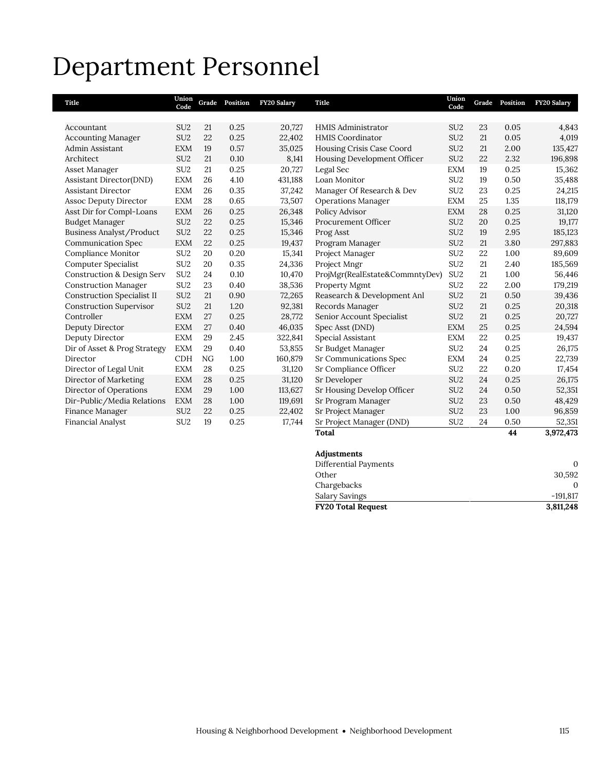# Department Personnel

| Title | Union Code | Grade | Position | FY20 Salary |
|---|---|---|---|---|
| Accountant | SU2 | 21 | 0.25 | 20,727 |
| Accounting Manager | SU2 | 22 | 0.25 | 22,402 |
| Admin Assistant | EXM | 19 | 0.57 | 35,025 |
| Architect | SU2 | 21 | 0.10 | 8,141 |
| Asset Manager | SU2 | 21 | 0.25 | 20,727 |
| Assistant Director(DND) | EXM | 26 | 4.10 | 431,188 |
| Assistant Director | EXM | 26 | 0.35 | 37,242 |
| Assoc Deputy Director | EXM | 28 | 0.65 | 73,507 |
| Asst Dir for Compl-Loans | EXM | 26 | 0.25 | 26,348 |
| Budget Manager | SU2 | 22 | 0.25 | 15,346 |
| Business Analyst/Product | SU2 | 22 | 0.25 | 15,346 |
| Communication Spec | EXM | 22 | 0.25 | 19,437 |
| Compliance Monitor | SU2 | 20 | 0.20 | 15,341 |
| Computer Specialist | SU2 | 20 | 0.35 | 24,336 |
| Construction & Design Serv | SU2 | 24 | 0.10 | 10,470 |
| Construction Manager | SU2 | 23 | 0.40 | 38,536 |
| Construction Specialist II | SU2 | 21 | 0.90 | 72,265 |
| Construction Supervisor | SU2 | 21 | 1.20 | 92,381 |
| Controller | EXM | 27 | 0.25 | 28,772 |
| Deputy Director | EXM | 27 | 0.40 | 46,035 |
| Deputy Director | EXM | 29 | 2.45 | 322,841 |
| Dir of Asset & Prog Strategy | EXM | 29 | 0.40 | 53,855 |
| Director | CDH | NG | 1.00 | 160,879 |
| Director of Legal Unit | EXM | 28 | 0.25 | 31,120 |
| Director of Marketing | EXM | 28 | 0.25 | 31,120 |
| Director of Operations | EXM | 29 | 1.00 | 113,627 |
| Dir-Public/Media Relations | EXM | 28 | 1.00 | 119,691 |
| Finance Manager | SU2 | 22 | 0.25 | 22,402 |
| Financial Analyst | SU2 | 19 | 0.25 | 17,744 |
| HMIS Administrator | SU2 | 23 | 0.05 | 4,843 |
| HMIS Coordinator | SU2 | 21 | 0.05 | 4,019 |
| Housing Crisis Case Coord | SU2 | 21 | 2.00 | 135,427 |
| Housing Development Officer | SU2 | 22 | 2.32 | 196,898 |
| Legal Sec | EXM | 19 | 0.25 | 15,362 |
| Loan Monitor | SU2 | 19 | 0.50 | 35,488 |
| Manager Of Research & Dev | SU2 | 23 | 0.25 | 24,215 |
| Operations Manager | EXM | 25 | 1.35 | 118,179 |
| Policy Advisor | EXM | 28 | 0.25 | 31,120 |
| Procurement Officer | SU2 | 20 | 0.25 | 19,177 |
| Prog Asst | SU2 | 19 | 2.95 | 185,123 |
| Program Manager | SU2 | 21 | 3.80 | 297,883 |
| Project Manager | SU2 | 22 | 1.00 | 89,609 |
| Project Mngr | SU2 | 21 | 2.40 | 185,569 |
| ProjMgr(RealEstate&CommntyDev) | SU2 | 21 | 1.00 | 56,446 |
| Property Mgmt | SU2 | 22 | 2.00 | 179,219 |
| Reasearch & Development Anl | SU2 | 21 | 0.50 | 39,436 |
| Records Manager | SU2 | 21 | 0.25 | 20,318 |
| Senior Account Specialist | SU2 | 21 | 0.25 | 20,727 |
| Spec Asst (DND) | EXM | 25 | 0.25 | 24,594 |
| Special Assistant | EXM | 22 | 0.25 | 19,437 |
| Sr Budget Manager | SU2 | 24 | 0.25 | 26,175 |
| Sr Communications Spec | EXM | 24 | 0.25 | 22,739 |
| Sr Compliance Officer | SU2 | 22 | 0.20 | 17,454 |
| Sr Developer | SU2 | 24 | 0.25 | 26,175 |
| Sr Housing Develop Officer | SU2 | 24 | 0.50 | 52,351 |
| Sr Program Manager | SU2 | 23 | 0.50 | 48,429 |
| Sr Project Manager | SU2 | 23 | 1.00 | 96,859 |
| Sr Project Manager (DND) | SU2 | 24 | 0.50 | 52,351 |
| **Total** | | | **44** | **3,972,473** |

| **Adjustments** | |
|---|---|
| Differential Payments | 0 |
| Other | 30,592 |
| Chargebacks | 0 |
| Salary Savings | -191,817 |
| **FY20 Total Request** | **3,811,248** |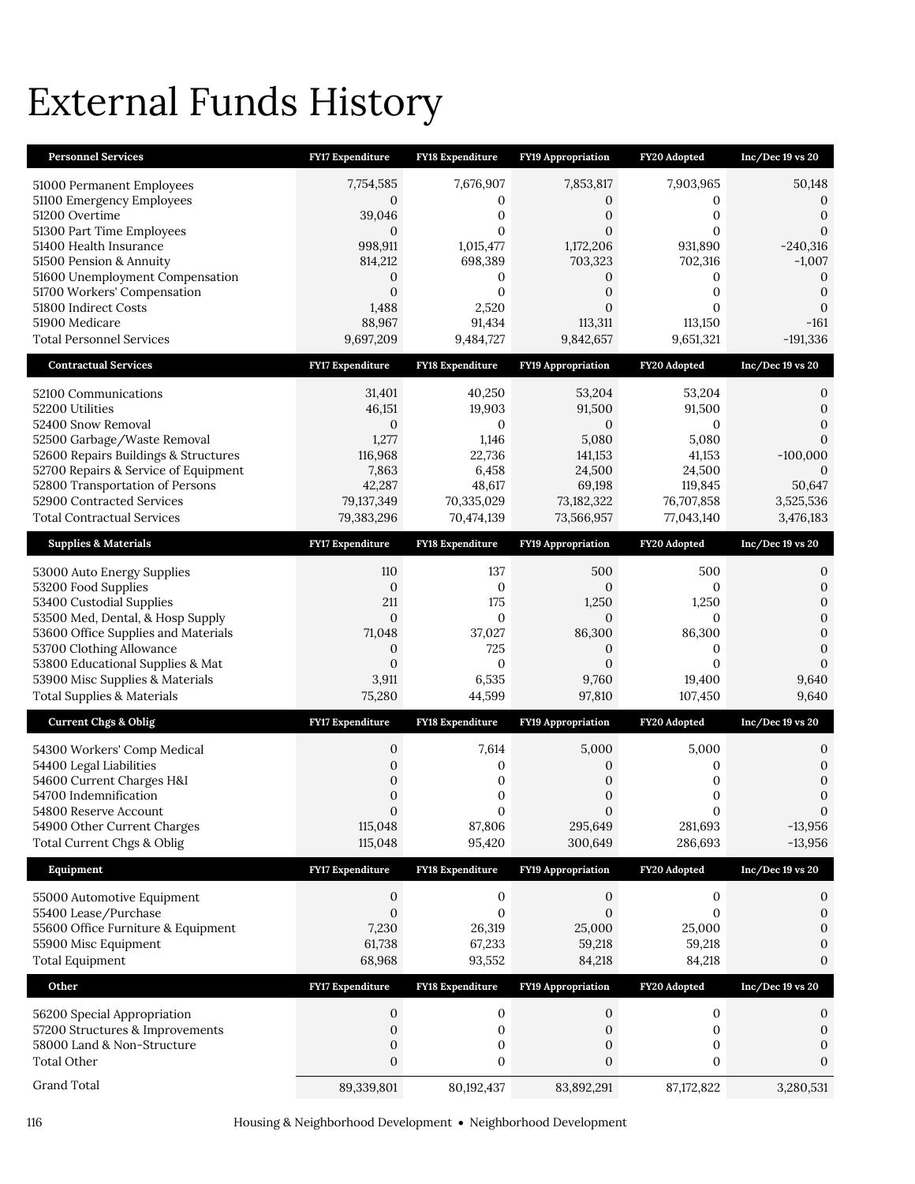# External Funds History

| Personnel Services | FY17 Expenditure | FY18 Expenditure | FY19 Appropriation | FY20 Adopted | Inc/Dec 19 vs 20 |
|---|---|---|---|---|---|
| 51000 Permanent Employees | 7,754,585 | 7,676,907 | 7,853,817 | 7,903,965 | 50,148 |
| 51100 Emergency Employees | 0 | 0 | 0 | 0 | 0 |
| 51200 Overtime | 39,046 | 0 | 0 | 0 | 0 |
| 51300 Part Time Employees | 0 | 0 | 0 | 0 | 0 |
| 51400 Health Insurance | 998,911 | 1,015,477 | 1,172,206 | 931,890 | -240,316 |
| 51500 Pension & Annuity | 814,212 | 698,389 | 703,323 | 702,316 | -1,007 |
| 51600 Unemployment Compensation | 0 | 0 | 0 | 0 | 0 |
| 51700 Workers' Compensation | 0 | 0 | 0 | 0 | 0 |
| 51800 Indirect Costs | 1,488 | 2,520 | 0 | 0 | 0 |
| 51900 Medicare | 88,967 | 91,434 | 113,311 | 113,150 | -161 |
| Total Personnel Services | 9,697,209 | 9,484,727 | 9,842,657 | 9,651,321 | -191,336 |

| Contractual Services | FY17 Expenditure | FY18 Expenditure | FY19 Appropriation | FY20 Adopted | Inc/Dec 19 vs 20 |
|---|---|---|---|---|---|
| 52100 Communications | 31,401 | 40,250 | 53,204 | 53,204 | 0 |
| 52200 Utilities | 46,151 | 19,903 | 91,500 | 91,500 | 0 |
| 52400 Snow Removal | 0 | 0 | 0 | 0 | 0 |
| 52500 Garbage/Waste Removal | 1,277 | 1,146 | 5,080 | 5,080 | 0 |
| 52600 Repairs Buildings & Structures | 116,968 | 22,736 | 141,153 | 41,153 | -100,000 |
| 52700 Repairs & Service of Equipment | 7,863 | 6,458 | 24,500 | 24,500 | 0 |
| 52800 Transportation of Persons | 42,287 | 48,617 | 69,198 | 119,845 | 50,647 |
| 52900 Contracted Services | 79,137,349 | 70,335,029 | 73,182,322 | 76,707,858 | 3,525,536 |
| Total Contractual Services | 79,383,296 | 70,474,139 | 73,566,957 | 77,043,140 | 3,476,183 |

| Supplies & Materials | FY17 Expenditure | FY18 Expenditure | FY19 Appropriation | FY20 Adopted | Inc/Dec 19 vs 20 |
|---|---|---|---|---|---|
| 53000 Auto Energy Supplies | 110 | 137 | 500 | 500 | 0 |
| 53200 Food Supplies | 0 | 0 | 0 | 0 | 0 |
| 53400 Custodial Supplies | 211 | 175 | 1,250 | 1,250 | 0 |
| 53500 Med, Dental, & Hosp Supply | 0 | 0 | 0 | 0 | 0 |
| 53600 Office Supplies and Materials | 71,048 | 37,027 | 86,300 | 86,300 | 0 |
| 53700 Clothing Allowance | 0 | 725 | 0 | 0 | 0 |
| 53800 Educational Supplies & Mat | 0 | 0 | 0 | 0 | 0 |
| 53900 Misc Supplies & Materials | 3,911 | 6,535 | 9,760 | 19,400 | 9,640 |
| Total Supplies & Materials | 75,280 | 44,599 | 97,810 | 107,450 | 9,640 |

| Current Chgs & Oblig | FY17 Expenditure | FY18 Expenditure | FY19 Appropriation | FY20 Adopted | Inc/Dec 19 vs 20 |
|---|---|---|---|---|---|
| 54300 Workers' Comp Medical | 0 | 7,614 | 5,000 | 5,000 | 0 |
| 54400 Legal Liabilities | 0 | 0 | 0 | 0 | 0 |
| 54600 Current Charges H&I | 0 | 0 | 0 | 0 | 0 |
| 54700 Indemnification | 0 | 0 | 0 | 0 | 0 |
| 54800 Reserve Account | 0 | 0 | 0 | 0 | 0 |
| 54900 Other Current Charges | 115,048 | 87,806 | 295,649 | 281,693 | -13,956 |
| Total Current Chgs & Oblig | 115,048 | 95,420 | 300,649 | 286,693 | -13,956 |

| Equipment | FY17 Expenditure | FY18 Expenditure | FY19 Appropriation | FY20 Adopted | Inc/Dec 19 vs 20 |
|---|---|---|---|---|---|
| 55000 Automotive Equipment | 0 | 0 | 0 | 0 | 0 |
| 55400 Lease/Purchase | 0 | 0 | 0 | 0 | 0 |
| 55600 Office Furniture & Equipment | 7,230 | 26,319 | 25,000 | 25,000 | 0 |
| 55900 Misc Equipment | 61,738 | 67,233 | 59,218 | 59,218 | 0 |
| Total Equipment | 68,968 | 93,552 | 84,218 | 84,218 | 0 |

| Other | FY17 Expenditure | FY18 Expenditure | FY19 Appropriation | FY20 Adopted | Inc/Dec 19 vs 20 |
|---|---|---|---|---|---|
| 56200 Special Appropriation | 0 | 0 | 0 | 0 | 0 |
| 57200 Structures & Improvements | 0 | 0 | 0 | 0 | 0 |
| 58000 Land & Non-Structure | 0 | 0 | 0 | 0 | 0 |
| Total Other | 0 | 0 | 0 | 0 | 0 |
| Grand Total | 89,339,801 | 80,192,437 | 83,892,291 | 87,172,822 | 3,280,531 |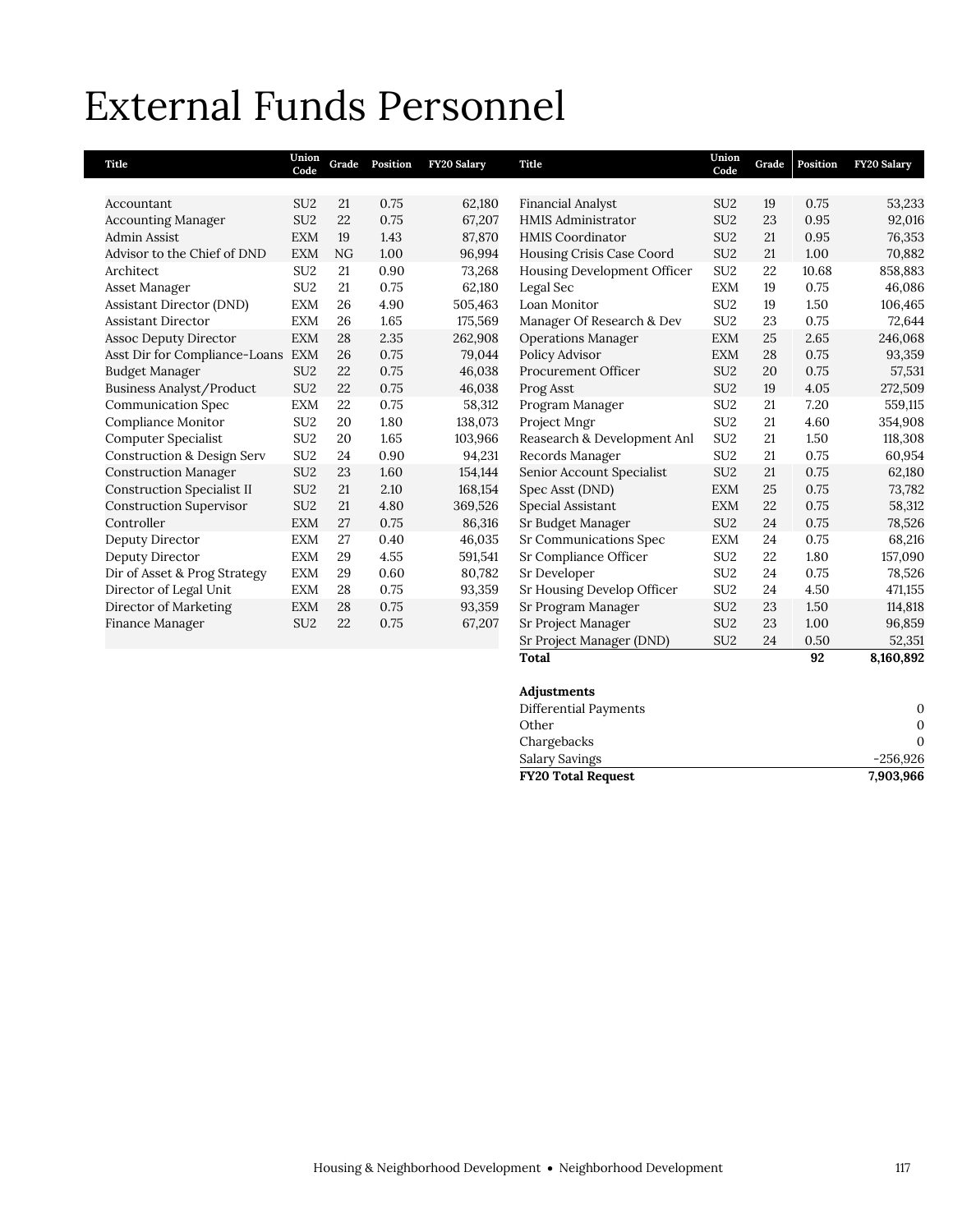# External Funds Personnel

| Title | Union Code | Grade | Position | FY20 Salary |
|---|---|---|---|---|
| Accountant | SU2 | 21 | 0.75 | 62,180 |
| Accounting Manager | SU2 | 22 | 0.75 | 67,207 |
| Admin Assist | EXM | 19 | 1.43 | 87,870 |
| Advisor to the Chief of DND | EXM | NG | 1.00 | 96,994 |
| Architect | SU2 | 21 | 0.90 | 73,268 |
| Asset Manager | SU2 | 21 | 0.75 | 62,180 |
| Assistant Director (DND) | EXM | 26 | 4.90 | 505,463 |
| Assistant Director | EXM | 26 | 1.65 | 175,569 |
| Assoc Deputy Director | EXM | 28 | 2.35 | 262,908 |
| Asst Dir for Compliance-Loans | EXM | 26 | 0.75 | 79,044 |
| Budget Manager | SU2 | 22 | 0.75 | 46,038 |
| Business Analyst/Product | SU2 | 22 | 0.75 | 46,038 |
| Communication Spec | EXM | 22 | 0.75 | 58,312 |
| Compliance Monitor | SU2 | 20 | 1.80 | 138,073 |
| Computer Specialist | SU2 | 20 | 1.65 | 103,966 |
| Construction & Design Serv | SU2 | 24 | 0.90 | 94,231 |
| Construction Manager | SU2 | 23 | 1.60 | 154,144 |
| Construction Specialist II | SU2 | 21 | 2.10 | 168,154 |
| Construction Supervisor | SU2 | 21 | 4.80 | 369,526 |
| Controller | EXM | 27 | 0.75 | 86,316 |
| Deputy Director | EXM | 27 | 0.40 | 46,035 |
| Deputy Director | EXM | 29 | 4.55 | 591,541 |
| Dir of Asset & Prog Strategy | EXM | 29 | 0.60 | 80,782 |
| Director of Legal Unit | EXM | 28 | 0.75 | 93,359 |
| Director of Marketing | EXM | 28 | 0.75 | 93,359 |
| Finance Manager | SU2 | 22 | 0.75 | 67,207 |
| Financial Analyst | SU2 | 19 | 0.75 | 53,233 |
| HMIS Administrator | SU2 | 23 | 0.95 | 92,016 |
| HMIS Coordinator | SU2 | 21 | 0.95 | 76,353 |
| Housing Crisis Case Coord | SU2 | 21 | 1.00 | 70,882 |
| Housing Development Officer | SU2 | 22 | 10.68 | 858,883 |
| Legal Sec | EXM | 19 | 0.75 | 46,086 |
| Loan Monitor | SU2 | 19 | 1.50 | 106,465 |
| Manager Of Research & Dev | SU2 | 23 | 0.75 | 72,644 |
| Operations Manager | EXM | 25 | 2.65 | 246,068 |
| Policy Advisor | EXM | 28 | 0.75 | 93,359 |
| Procurement Officer | SU2 | 20 | 0.75 | 57,531 |
| Prog Asst | SU2 | 19 | 4.05 | 272,509 |
| Program Manager | SU2 | 21 | 7.20 | 559,115 |
| Project Mngr | SU2 | 21 | 4.60 | 354,908 |
| Reasearch & Development Anl | SU2 | 21 | 1.50 | 118,308 |
| Records Manager | SU2 | 21 | 0.75 | 60,954 |
| Senior Account Specialist | SU2 | 21 | 0.75 | 62,180 |
| Spec Asst (DND) | EXM | 25 | 0.75 | 73,782 |
| Special Assistant | EXM | 22 | 0.75 | 58,312 |
| Sr Budget Manager | SU2 | 24 | 0.75 | 78,526 |
| Sr Communications Spec | EXM | 24 | 0.75 | 68,216 |
| Sr Compliance Officer | SU2 | 22 | 1.80 | 157,090 |
| Sr Developer | SU2 | 24 | 0.75 | 78,526 |
| Sr Housing Develop Officer | SU2 | 24 | 4.50 | 471,155 |
| Sr Program Manager | SU2 | 23 | 1.50 | 114,818 |
| Sr Project Manager | SU2 | 23 | 1.00 | 96,859 |
| Sr Project Manager (DND) | SU2 | 24 | 0.50 | 52,351 |
| **Total** | | | **92** | **8,160,892** |

| **Adjustments** | |
|---|---|
| Differential Payments | 0 |
| Other | 0 |
| Chargebacks | 0 |
| Salary Savings | -256,926 |
| **FY20 Total Request** | **7,903,966** |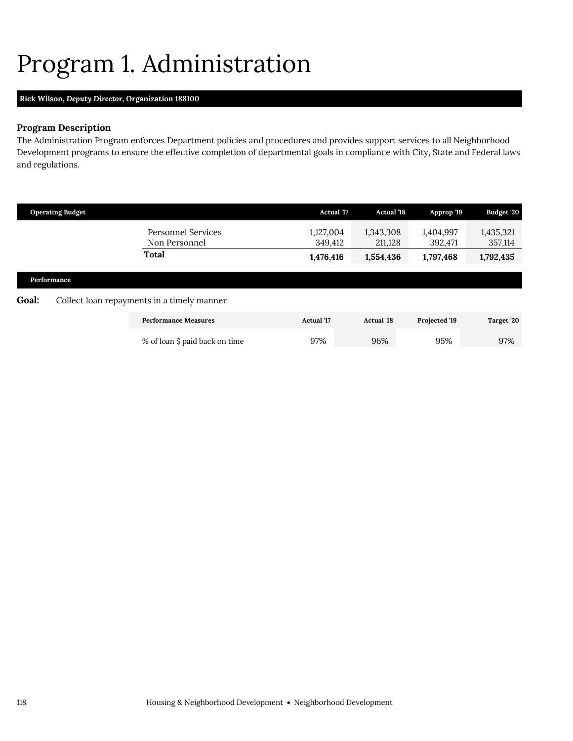# Program 1. Administration

**Rick Wilson, *Deputy Director*, Organization 188100**

### Program Description

The Administration Program enforces Department policies and procedures and provides support services to all Neighborhood Development programs to ensure the effective completion of departmental goals in compliance with City, State and Federal laws and regulations.

| Operating Budget | Actual '17 | Actual '18 | Approp '19 | Budget '20 |
|---|---|---|---|---|
| Personnel Services | 1,127,004 | 1,343,308 | 1,404,997 | 1,435,321 |
| Non Personnel | 349,412 | 211,128 | 392,471 | 357,114 |
| **Total** | **1,476,416** | **1,554,436** | **1,797,468** | **1,792,435** |

#### Performance

**Goal:** Collect loan repayments in a timely manner

| Performance Measures | Actual '17 | Actual '18 | Projected '19 | Target '20 |
|---|---|---|---|---|
| % of loan $ paid back on time | 97% | 96% | 95% | 97% |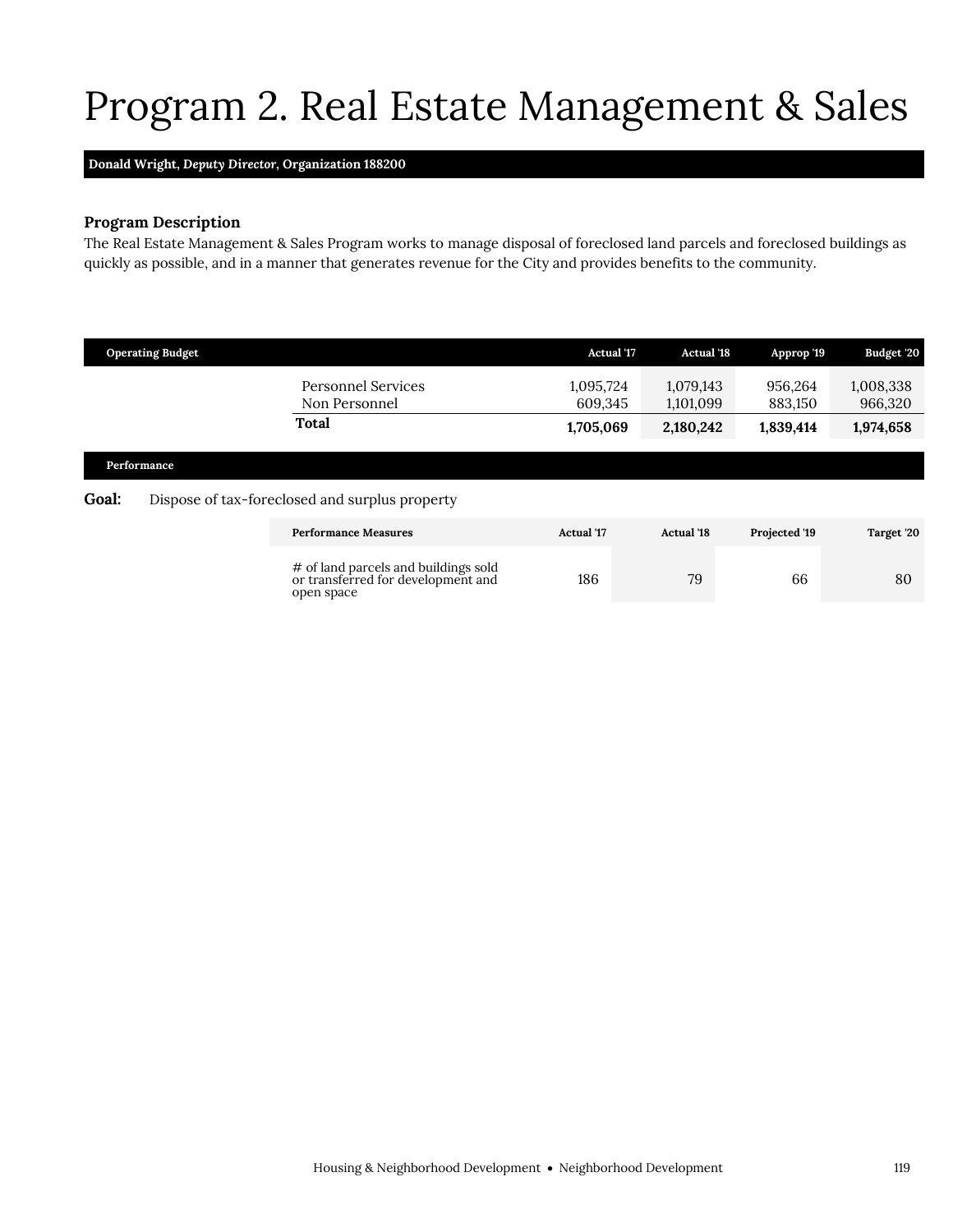# Program 2. Real Estate Management & Sales

**Donald Wright, *Deputy Director*, Organization 188200**

### Program Description

The Real Estate Management & Sales Program works to manage disposal of foreclosed land parcels and foreclosed buildings as quickly as possible, and in a manner that generates revenue for the City and provides benefits to the community.

| Operating Budget | Actual '17 | Actual '18 | Approp '19 | Budget '20 |
|---|---|---|---|---|
| Personnel Services | 1,095,724 | 1,079,143 | 956,264 | 1,008,338 |
| Non Personnel | 609,345 | 1,101,099 | 883,150 | 966,320 |
| **Total** | **1,705,069** | **2,180,242** | **1,839,414** | **1,974,658** |

### Performance

**Goal:** Dispose of tax-foreclosed and surplus property

| Performance Measures | Actual '17 | Actual '18 | Projected '19 | Target '20 |
|---|---|---|---|---|
| # of land parcels and buildings sold or transferred for development and open space | 186 | 79 | 66 | 80 |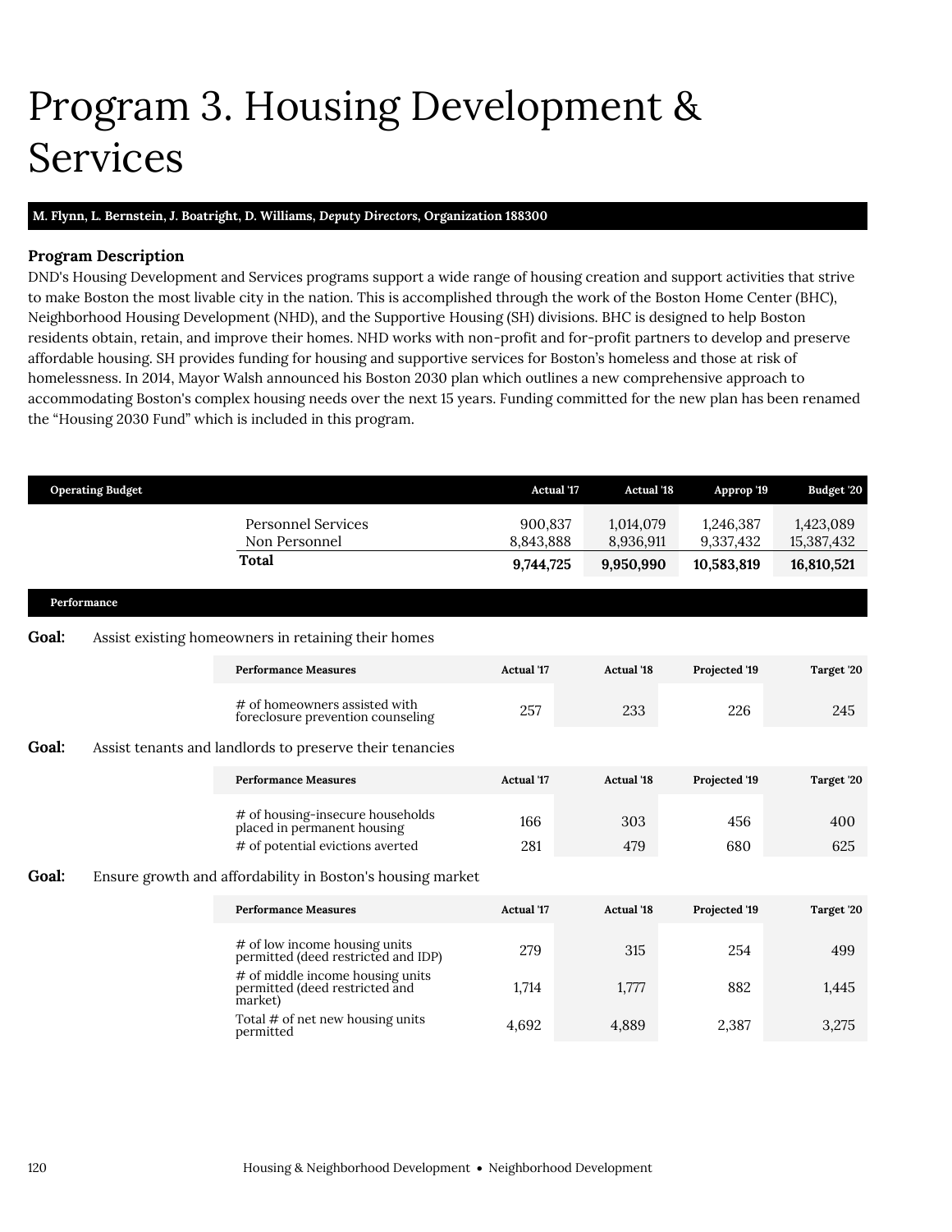# Program 3. Housing Development & Services

**M. Flynn, L. Bernstein, J. Boatright, D. Williams, *Deputy Directors*, Organization 188300**

### Program Description

DND's Housing Development and Services programs support a wide range of housing creation and support activities that strive to make Boston the most livable city in the nation. This is accomplished through the work of the Boston Home Center (BHC), Neighborhood Housing Development (NHD), and the Supportive Housing (SH) divisions. BHC is designed to help Boston residents obtain, retain, and improve their homes. NHD works with non-profit and for-profit partners to develop and preserve affordable housing. SH provides funding for housing and supportive services for Boston's homeless and those at risk of homelessness. In 2014, Mayor Walsh announced his Boston 2030 plan which outlines a new comprehensive approach to accommodating Boston's complex housing needs over the next 15 years. Funding committed for the new plan has been renamed the "Housing 2030 Fund" which is included in this program.

| Operating Budget | Actual '17 | Actual '18 | Approp '19 | Budget '20 |
|---|---|---|---|---|
| Personnel Services | 900,837 | 1,014,079 | 1,246,387 | 1,423,089 |
| Non Personnel | 8,843,888 | 8,936,911 | 9,337,432 | 15,387,432 |
| **Total** | **9,744,725** | **9,950,990** | **10,583,819** | **16,810,521** |

### Performance

**Goal:** Assist existing homeowners in retaining their homes

| Performance Measures | Actual '17 | Actual '18 | Projected '19 | Target '20 |
|---|---|---|---|---|
| # of homeowners assisted with foreclosure prevention counseling | 257 | 233 | 226 | 245 |

**Goal:** Assist tenants and landlords to preserve their tenancies

| Performance Measures | Actual '17 | Actual '18 | Projected '19 | Target '20 |
|---|---|---|---|---|
| # of housing-insecure households placed in permanent housing | 166 | 303 | 456 | 400 |
| # of potential evictions averted | 281 | 479 | 680 | 625 |

**Goal:** Ensure growth and affordability in Boston's housing market

| Performance Measures | Actual '17 | Actual '18 | Projected '19 | Target '20 |
|---|---|---|---|---|
| # of low income housing units permitted (deed restricted and IDP) | 279 | 315 | 254 | 499 |
| # of middle income housing units permitted (deed restricted and market) | 1,714 | 1,777 | 882 | 1,445 |
| Total # of net new housing units permitted | 4,692 | 4,889 | 2,387 | 3,275 |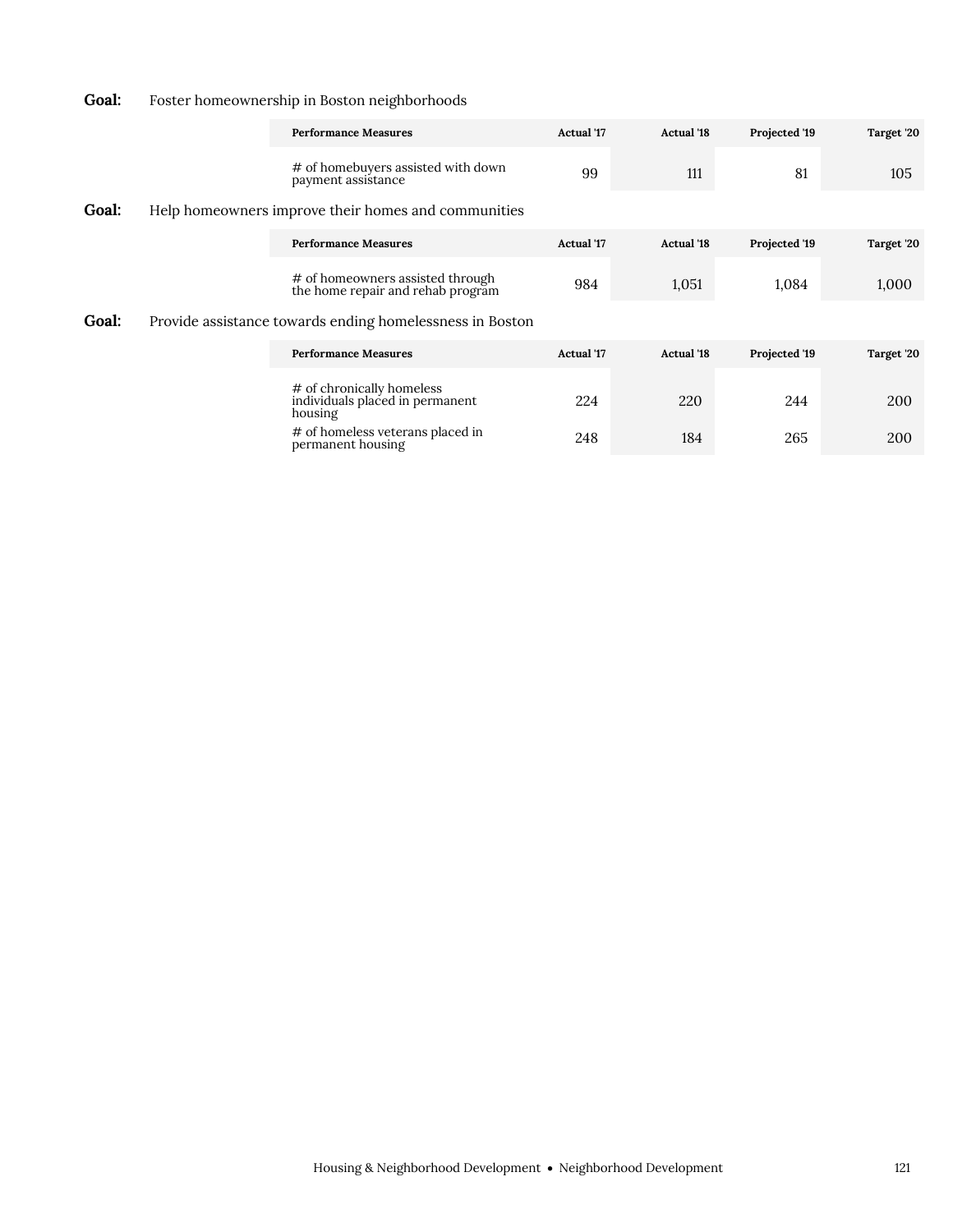**Goal:** Foster homeownership in Boston neighborhoods

| Performance Measures | Actual '17 | Actual '18 | Projected '19 | Target '20 |
|---|---|---|---|---|
| # of homebuyers assisted with down payment assistance | 99 | 111 | 81 | 105 |

**Goal:** Help homeowners improve their homes and communities

| Performance Measures | Actual '17 | Actual '18 | Projected '19 | Target '20 |
|---|---|---|---|---|
| # of homeowners assisted through the home repair and rehab program | 984 | 1,051 | 1,084 | 1,000 |

**Goal:** Provide assistance towards ending homelessness in Boston

| Performance Measures | Actual '17 | Actual '18 | Projected '19 | Target '20 |
|---|---|---|---|---|
| # of chronically homeless individuals placed in permanent housing | 224 | 220 | 244 | 200 |
| # of homeless veterans placed in permanent housing | 248 | 184 | 265 | 200 |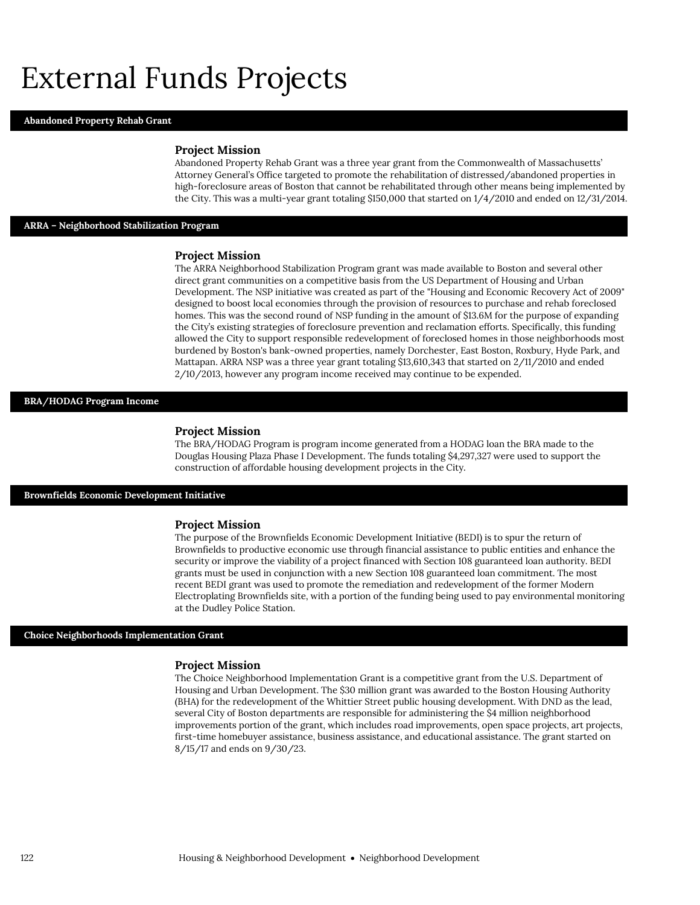# External Funds Projects

## Abandoned Property Rehab Grant

### Project Mission

Abandoned Property Rehab Grant was a three year grant from the Commonwealth of Massachusetts' Attorney General's Office targeted to promote the rehabilitation of distressed/abandoned properties in high-foreclosure areas of Boston that cannot be rehabilitated through other means being implemented by the City. This was a multi-year grant totaling $150,000 that started on 1/4/2010 and ended on 12/31/2014.

## ARRA – Neighborhood Stabilization Program

### Project Mission

The ARRA Neighborhood Stabilization Program grant was made available to Boston and several other direct grant communities on a competitive basis from the US Department of Housing and Urban Development. The NSP initiative was created as part of the "Housing and Economic Recovery Act of 2009" designed to boost local economies through the provision of resources to purchase and rehab foreclosed homes. This was the second round of NSP funding in the amount of $13.6M for the purpose of expanding the City's existing strategies of foreclosure prevention and reclamation efforts. Specifically, this funding allowed the City to support responsible redevelopment of foreclosed homes in those neighborhoods most burdened by Boston's bank-owned properties, namely Dorchester, East Boston, Roxbury, Hyde Park, and Mattapan. ARRA NSP was a three year grant totaling $13,610,343 that started on 2/11/2010 and ended 2/10/2013, however any program income received may continue to be expended.

## BRA/HODAG Program Income

### Project Mission

The BRA/HODAG Program is program income generated from a HODAG loan the BRA made to the Douglas Housing Plaza Phase I Development. The funds totaling $4,297,327 were used to support the construction of affordable housing development projects in the City.

## Brownfields Economic Development Initiative

### Project Mission

The purpose of the Brownfields Economic Development Initiative (BEDI) is to spur the return of Brownfields to productive economic use through financial assistance to public entities and enhance the security or improve the viability of a project financed with Section 108 guaranteed loan authority. BEDI grants must be used in conjunction with a new Section 108 guaranteed loan commitment. The most recent BEDI grant was used to promote the remediation and redevelopment of the former Modern Electroplating Brownfields site, with a portion of the funding being used to pay environmental monitoring at the Dudley Police Station.

## Choice Neighborhoods Implementation Grant

### Project Mission

The Choice Neighborhood Implementation Grant is a competitive grant from the U.S. Department of Housing and Urban Development. The $30 million grant was awarded to the Boston Housing Authority (BHA) for the redevelopment of the Whittier Street public housing development. With DND as the lead, several City of Boston departments are responsible for administering the $4 million neighborhood improvements portion of the grant, which includes road improvements, open space projects, art projects, first-time homebuyer assistance, business assistance, and educational assistance. The grant started on 8/15/17 and ends on 9/30/23.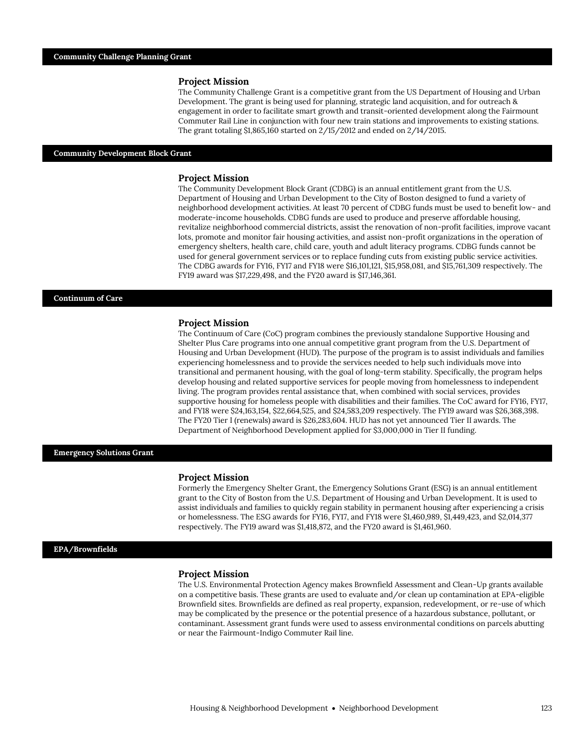## Community Challenge Planning Grant

### Project Mission

The Community Challenge Grant is a competitive grant from the US Department of Housing and Urban Development. The grant is being used for planning, strategic land acquisition, and for outreach & engagement in order to facilitate smart growth and transit-oriented development along the Fairmount Commuter Rail Line in conjunction with four new train stations and improvements to existing stations. The grant totaling $1,865,160 started on 2/15/2012 and ended on 2/14/2015.

## Community Development Block Grant

### Project Mission

The Community Development Block Grant (CDBG) is an annual entitlement grant from the U.S. Department of Housing and Urban Development to the City of Boston designed to fund a variety of neighborhood development activities. At least 70 percent of CDBG funds must be used to benefit low- and moderate-income households. CDBG funds are used to produce and preserve affordable housing, revitalize neighborhood commercial districts, assist the renovation of non-profit facilities, improve vacant lots, promote and monitor fair housing activities, and assist non-profit organizations in the operation of emergency shelters, health care, child care, youth and adult literacy programs. CDBG funds cannot be used for general government services or to replace funding cuts from existing public service activities. The CDBG awards for FY16, FY17 and FY18 were $16,101,121, $15,958,081, and $15,761,309 respectively. The FY19 award was $17,229,498, and the FY20 award is $17,146,361.

## Continuum of Care

### Project Mission

The Continuum of Care (CoC) program combines the previously standalone Supportive Housing and Shelter Plus Care programs into one annual competitive grant program from the U.S. Department of Housing and Urban Development (HUD). The purpose of the program is to assist individuals and families experiencing homelessness and to provide the services needed to help such individuals move into transitional and permanent housing, with the goal of long-term stability. Specifically, the program helps develop housing and related supportive services for people moving from homelessness to independent living. The program provides rental assistance that, when combined with social services, provides supportive housing for homeless people with disabilities and their families. The CoC award for FY16, FY17, and FY18 were $24,163,154, $22,664,525, and $24,583,209 respectively. The FY19 award was $26,368,398. The FY20 Tier I (renewals) award is $26,283,604. HUD has not yet announced Tier II awards. The Department of Neighborhood Development applied for $3,000,000 in Tier II funding.

## Emergency Solutions Grant

### Project Mission

Formerly the Emergency Shelter Grant, the Emergency Solutions Grant (ESG) is an annual entitlement grant to the City of Boston from the U.S. Department of Housing and Urban Development. It is used to assist individuals and families to quickly regain stability in permanent housing after experiencing a crisis or homelessness. The ESG awards for FY16, FY17, and FY18 were $1,460,989, $1,449,423, and $2,014,377 respectively. The FY19 award was $1,418,872, and the FY20 award is $1,461,960.

## EPA/Brownfields

### Project Mission

The U.S. Environmental Protection Agency makes Brownfield Assessment and Clean-Up grants available on a competitive basis. These grants are used to evaluate and/or clean up contamination at EPA-eligible Brownfield sites. Brownfields are defined as real property, expansion, redevelopment, or re-use of which may be complicated by the presence or the potential presence of a hazardous substance, pollutant, or contaminant. Assessment grant funds were used to assess environmental conditions on parcels abutting or near the Fairmount-Indigo Commuter Rail line.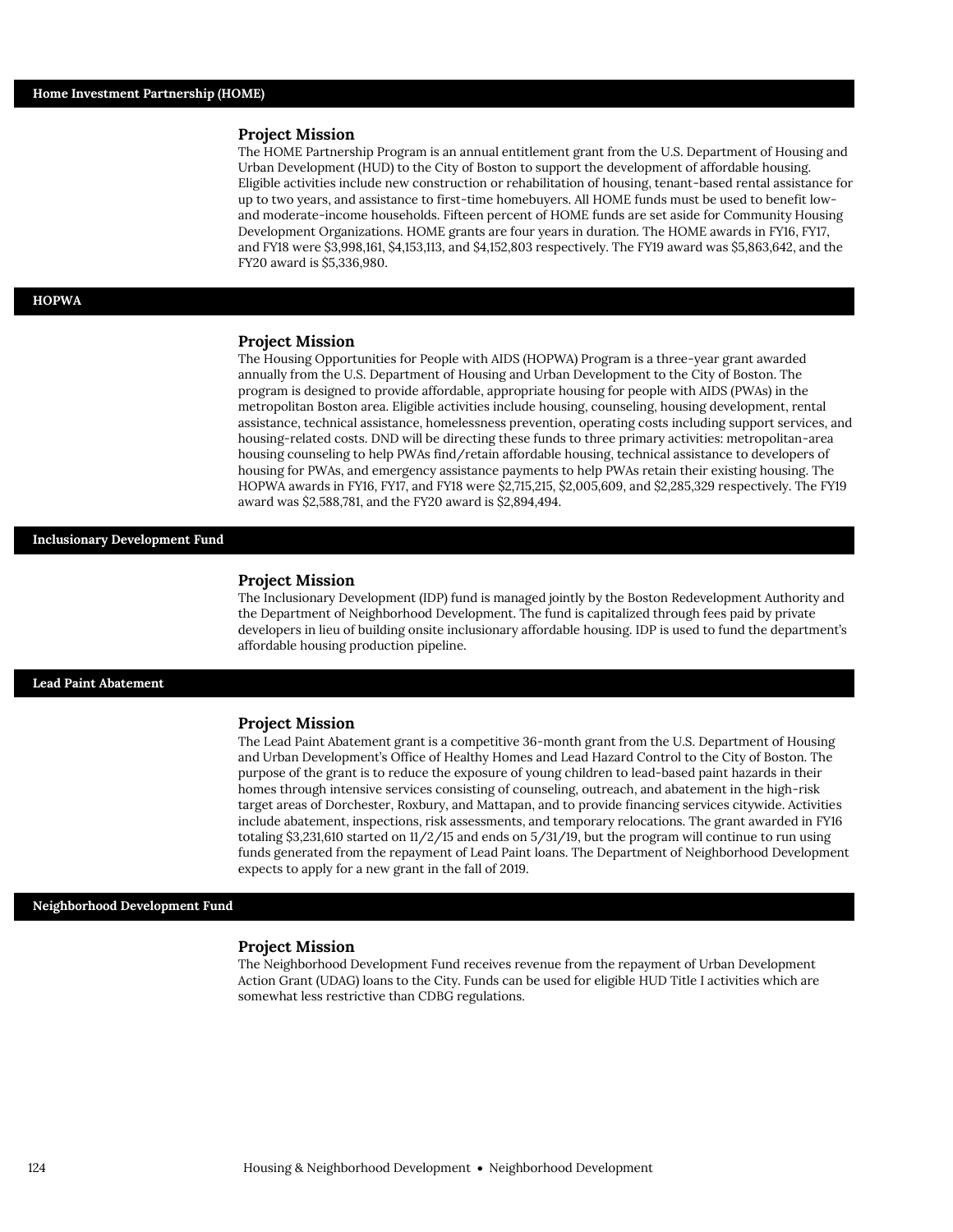## Home Investment Partnership (HOME)

### Project Mission

The HOME Partnership Program is an annual entitlement grant from the U.S. Department of Housing and Urban Development (HUD) to the City of Boston to support the development of affordable housing. Eligible activities include new construction or rehabilitation of housing, tenant-based rental assistance for up to two years, and assistance to first-time homebuyers. All HOME funds must be used to benefit low- and moderate-income households. Fifteen percent of HOME funds are set aside for Community Housing Development Organizations. HOME grants are four years in duration. The HOME awards in FY16, FY17, and FY18 were $3,998,161, $4,153,113, and $4,152,803 respectively. The FY19 award was $5,863,642, and the FY20 award is $5,336,980.

## HOPWA

### Project Mission

The Housing Opportunities for People with AIDS (HOPWA) Program is a three-year grant awarded annually from the U.S. Department of Housing and Urban Development to the City of Boston. The program is designed to provide affordable, appropriate housing for people with AIDS (PWAs) in the metropolitan Boston area. Eligible activities include housing, counseling, housing development, rental assistance, technical assistance, homelessness prevention, operating costs including support services, and housing-related costs. DND will be directing these funds to three primary activities: metropolitan-area housing counseling to help PWAs find/retain affordable housing, technical assistance to developers of housing for PWAs, and emergency assistance payments to help PWAs retain their existing housing. The HOPWA awards in FY16, FY17, and FY18 were $2,715,215, $2,005,609, and $2,285,329 respectively. The FY19 award was $2,588,781, and the FY20 award is $2,894,494.

## Inclusionary Development Fund

### Project Mission

The Inclusionary Development (IDP) fund is managed jointly by the Boston Redevelopment Authority and the Department of Neighborhood Development. The fund is capitalized through fees paid by private developers in lieu of building onsite inclusionary affordable housing. IDP is used to fund the department's affordable housing production pipeline.

## Lead Paint Abatement

### Project Mission

The Lead Paint Abatement grant is a competitive 36-month grant from the U.S. Department of Housing and Urban Development's Office of Healthy Homes and Lead Hazard Control to the City of Boston. The purpose of the grant is to reduce the exposure of young children to lead-based paint hazards in their homes through intensive services consisting of counseling, outreach, and abatement in the high-risk target areas of Dorchester, Roxbury, and Mattapan, and to provide financing services citywide. Activities include abatement, inspections, risk assessments, and temporary relocations. The grant awarded in FY16 totaling $3,231,610 started on 11/2/15 and ends on 5/31/19, but the program will continue to run using funds generated from the repayment of Lead Paint loans. The Department of Neighborhood Development expects to apply for a new grant in the fall of 2019.

## Neighborhood Development Fund

### Project Mission

The Neighborhood Development Fund receives revenue from the repayment of Urban Development Action Grant (UDAG) loans to the City. Funds can be used for eligible HUD Title I activities which are somewhat less restrictive than CDBG regulations.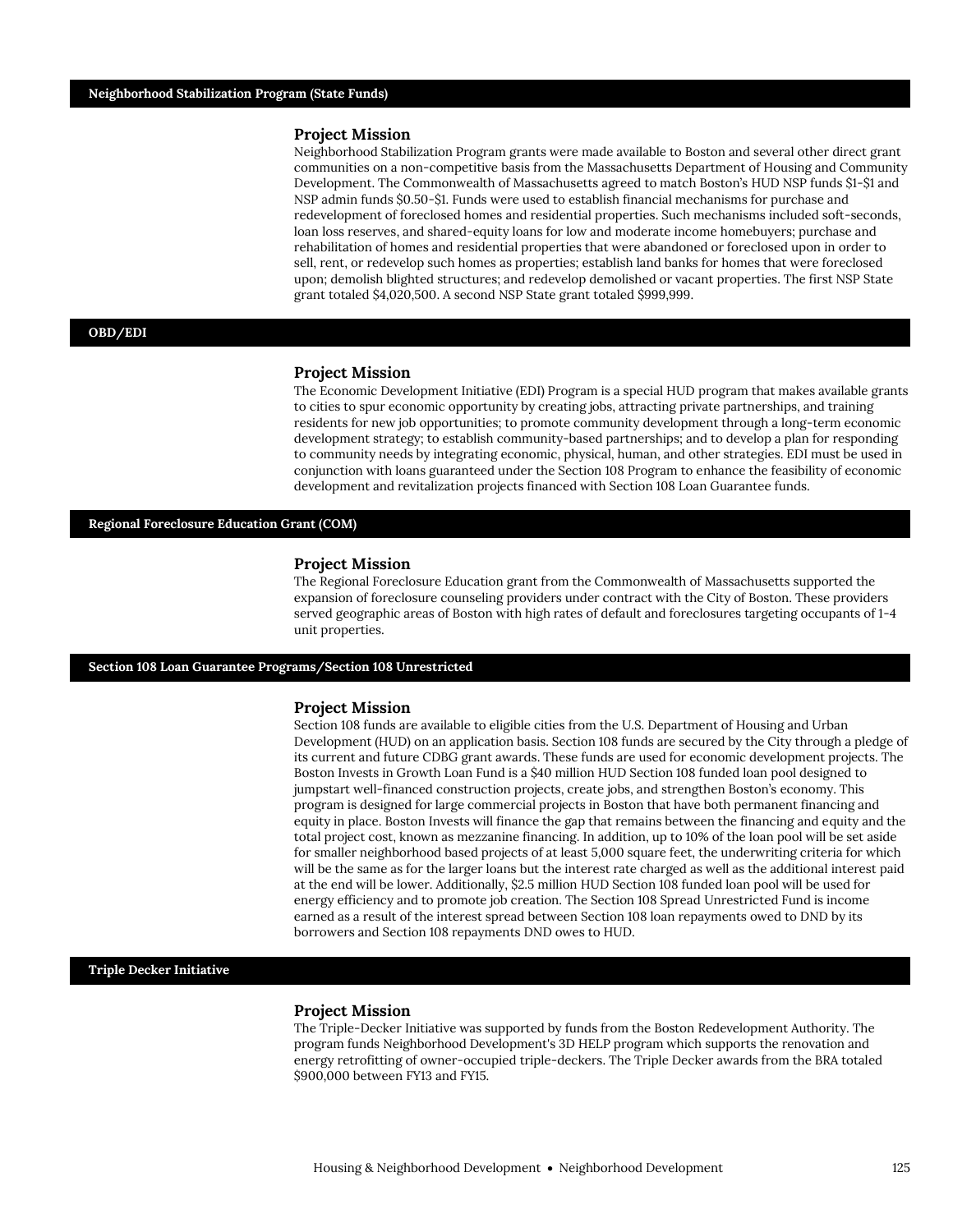## Neighborhood Stabilization Program (State Funds)

### Project Mission

Neighborhood Stabilization Program grants were made available to Boston and several other direct grant communities on a non-competitive basis from the Massachusetts Department of Housing and Community Development. The Commonwealth of Massachusetts agreed to match Boston's HUD NSP funds $1-$1 and NSP admin funds $0.50-$1. Funds were used to establish financial mechanisms for purchase and redevelopment of foreclosed homes and residential properties. Such mechanisms included soft-seconds, loan loss reserves, and shared-equity loans for low and moderate income homebuyers; purchase and rehabilitation of homes and residential properties that were abandoned or foreclosed upon in order to sell, rent, or redevelop such homes as properties; establish land banks for homes that were foreclosed upon; demolish blighted structures; and redevelop demolished or vacant properties. The first NSP State grant totaled $4,020,500. A second NSP State grant totaled $999,999.

## OBD/EDI

### Project Mission

The Economic Development Initiative (EDI) Program is a special HUD program that makes available grants to cities to spur economic opportunity by creating jobs, attracting private partnerships, and training residents for new job opportunities; to promote community development through a long-term economic development strategy; to establish community-based partnerships; and to develop a plan for responding to community needs by integrating economic, physical, human, and other strategies. EDI must be used in conjunction with loans guaranteed under the Section 108 Program to enhance the feasibility of economic development and revitalization projects financed with Section 108 Loan Guarantee funds.

## Regional Foreclosure Education Grant (COM)

### Project Mission

The Regional Foreclosure Education grant from the Commonwealth of Massachusetts supported the expansion of foreclosure counseling providers under contract with the City of Boston. These providers served geographic areas of Boston with high rates of default and foreclosures targeting occupants of 1-4 unit properties.

## Section 108 Loan Guarantee Programs/Section 108 Unrestricted

### Project Mission

Section 108 funds are available to eligible cities from the U.S. Department of Housing and Urban Development (HUD) on an application basis. Section 108 funds are secured by the City through a pledge of its current and future CDBG grant awards. These funds are used for economic development projects. The Boston Invests in Growth Loan Fund is a $40 million HUD Section 108 funded loan pool designed to jumpstart well-financed construction projects, create jobs, and strengthen Boston's economy. This program is designed for large commercial projects in Boston that have both permanent financing and equity in place. Boston Invests will finance the gap that remains between the financing and equity and the total project cost, known as mezzanine financing. In addition, up to 10% of the loan pool will be set aside for smaller neighborhood based projects of at least 5,000 square feet, the underwriting criteria for which will be the same as for the larger loans but the interest rate charged as well as the additional interest paid at the end will be lower. Additionally, $2.5 million HUD Section 108 funded loan pool will be used for energy efficiency and to promote job creation. The Section 108 Spread Unrestricted Fund is income earned as a result of the interest spread between Section 108 loan repayments owed to DND by its borrowers and Section 108 repayments DND owes to HUD.

## Triple Decker Initiative

### Project Mission

The Triple-Decker Initiative was supported by funds from the Boston Redevelopment Authority. The program funds Neighborhood Development's 3D HELP program which supports the renovation and energy retrofitting of owner-occupied triple-deckers. The Triple Decker awards from the BRA totaled $900,000 between FY13 and FY15.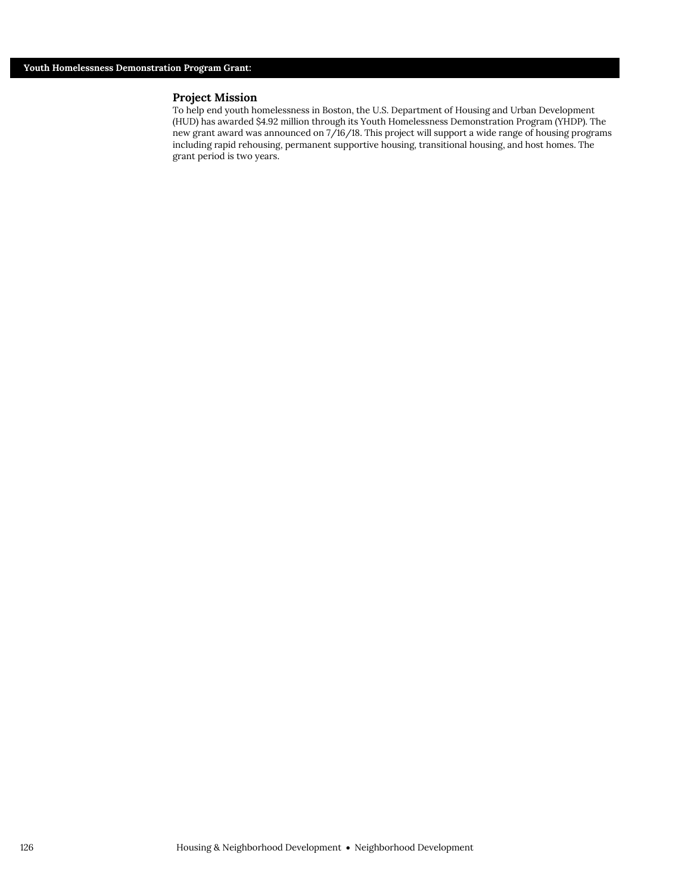## Youth Homelessness Demonstration Program Grant:

### Project Mission

To help end youth homelessness in Boston, the U.S. Department of Housing and Urban Development (HUD) has awarded $4.92 million through its Youth Homelessness Demonstration Program (YHDP). The new grant award was announced on 7/16/18. This project will support a wide range of housing programs including rapid rehousing, permanent supportive housing, transitional housing, and host homes. The grant period is two years.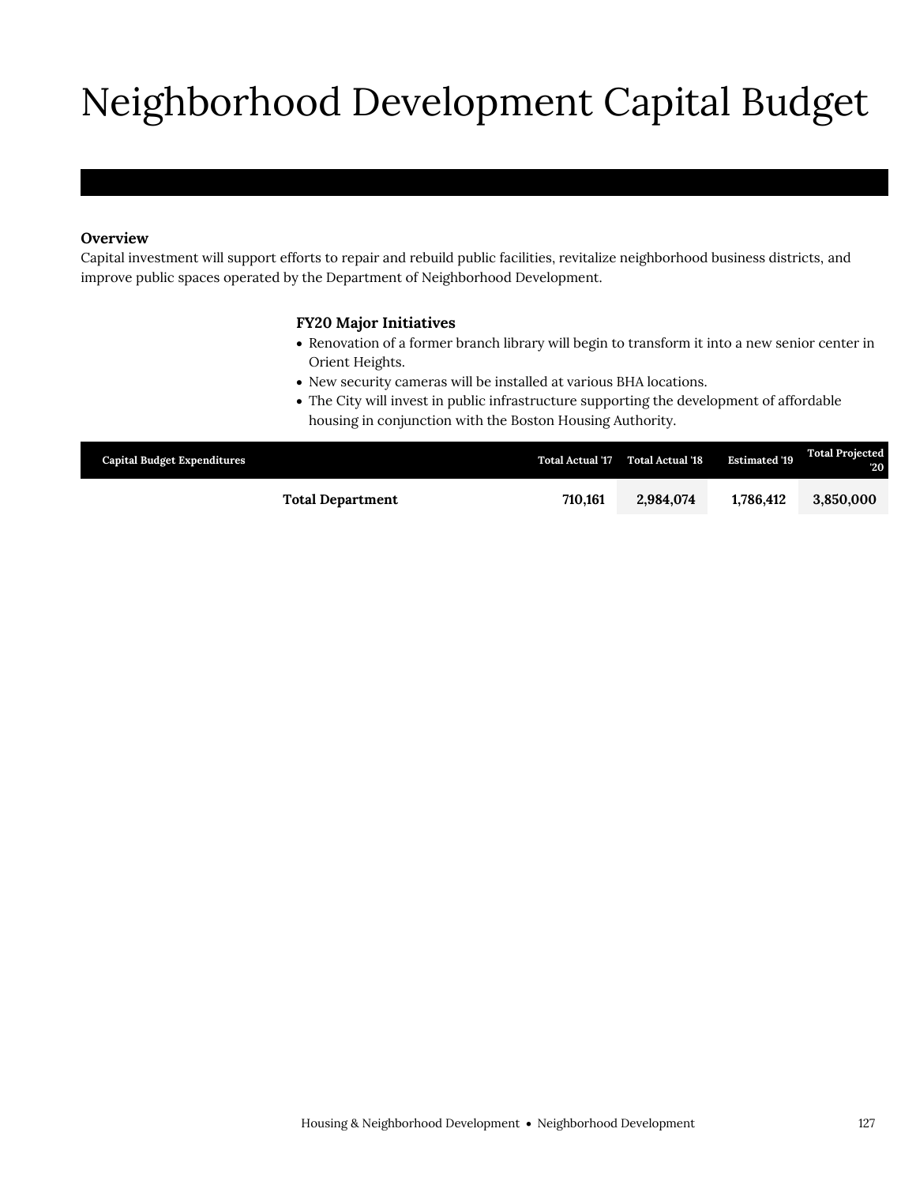# Neighborhood Development Capital Budget

## Overview

Capital investment will support efforts to repair and rebuild public facilities, revitalize neighborhood business districts, and improve public spaces operated by the Department of Neighborhood Development.

### FY20 Major Initiatives

- Renovation of a former branch library will begin to transform it into a new senior center in Orient Heights.
- New security cameras will be installed at various BHA locations.
- The City will invest in public infrastructure supporting the development of affordable housing in conjunction with the Boston Housing Authority.

| Capital Budget Expenditures | Total Actual '17 | Total Actual '18 | Estimated '19 | Total Projected '20 |
|---|---|---|---|---|
| **Total Department** | **710,161** | **2,984,074** | **1,786,412** | **3,850,000** |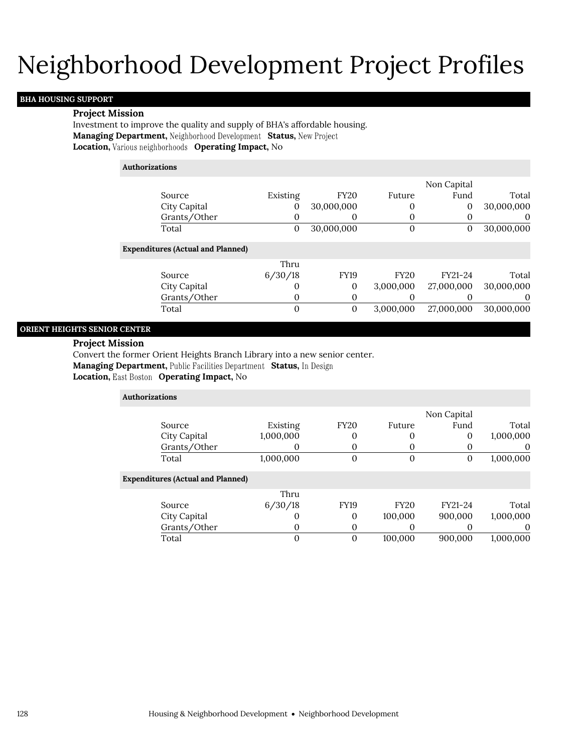# Neighborhood Development Project Profiles

## BHA HOUSING SUPPORT

**Project Mission**

Investment to improve the quality and supply of BHA's affordable housing.

**Managing Department,** Neighborhood Development **Status,** New Project

**Location,** Various neighborhoods **Operating Impact,** No

**Authorizations**

| Source | Existing | FY20 | Future | Non Capital Fund | Total |
|---|---|---|---|---|---|
| City Capital | 0 | 30,000,000 | 0 | 0 | 30,000,000 |
| Grants/Other | 0 | 0 | 0 | 0 | 0 |
| Total | 0 | 30,000,000 | 0 | 0 | 30,000,000 |

**Expenditures (Actual and Planned)**

| Source | Thru 6/30/18 | FY19 | FY20 | FY21-24 | Total |
|---|---|---|---|---|---|
| City Capital | 0 | 0 | 3,000,000 | 27,000,000 | 30,000,000 |
| Grants/Other | 0 | 0 | 0 | 0 | 0 |
| Total | 0 | 0 | 3,000,000 | 27,000,000 | 30,000,000 |

## ORIENT HEIGHTS SENIOR CENTER

**Project Mission**

Convert the former Orient Heights Branch Library into a new senior center.

**Managing Department,** Public Facilities Department **Status,** In Design

**Location,** East Boston **Operating Impact,** No

**Authorizations**

| Source | Existing | FY20 | Future | Non Capital Fund | Total |
|---|---|---|---|---|---|
| City Capital | 1,000,000 | 0 | 0 | 0 | 1,000,000 |
| Grants/Other | 0 | 0 | 0 | 0 | 0 |
| Total | 1,000,000 | 0 | 0 | 0 | 1,000,000 |

**Expenditures (Actual and Planned)**

| Source | Thru 6/30/18 | FY19 | FY20 | FY21-24 | Total |
|---|---|---|---|---|---|
| City Capital | 0 | 0 | 100,000 | 900,000 | 1,000,000 |
| Grants/Other | 0 | 0 | 0 | 0 | 0 |
| Total | 0 | 0 | 100,000 | 900,000 | 1,000,000 |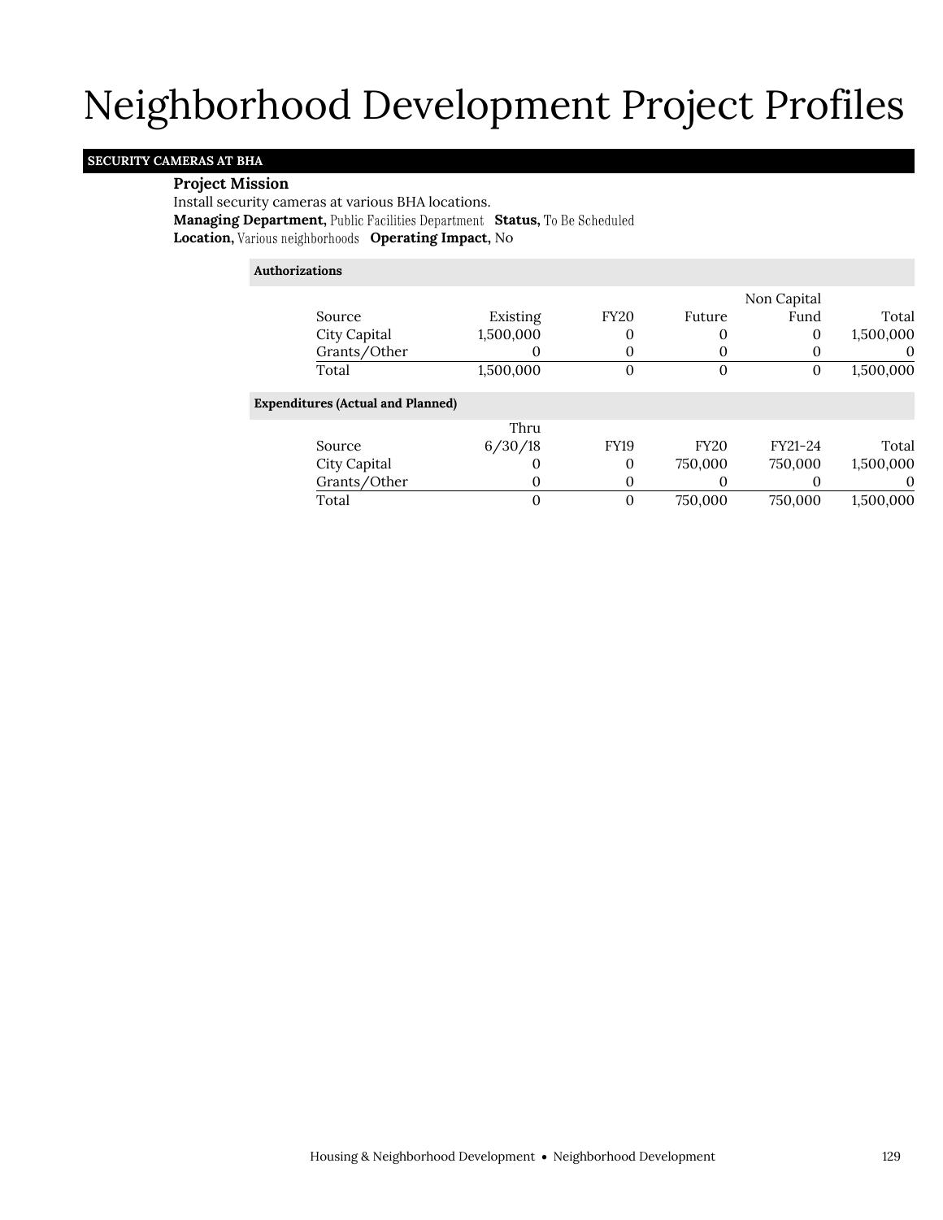# Neighborhood Development Project Profiles

## SECURITY CAMERAS AT BHA

**Project Mission**

Install security cameras at various BHA locations.

**Managing Department,** Public Facilities Department **Status,** To Be Scheduled

**Location,** Various neighborhoods **Operating Impact,** No

**Authorizations**

| Source | Existing | FY20 | Future | Non Capital Fund | Total |
|---|---|---|---|---|---|
| City Capital | 1,500,000 | 0 | 0 | 0 | 1,500,000 |
| Grants/Other | 0 | 0 | 0 | 0 | 0 |
| Total | 1,500,000 | 0 | 0 | 0 | 1,500,000 |

**Expenditures (Actual and Planned)**

| Source | Thru 6/30/18 | FY19 | FY20 | FY21-24 | Total |
|---|---|---|---|---|---|
| City Capital | 0 | 0 | 750,000 | 750,000 | 1,500,000 |
| Grants/Other | 0 | 0 | 0 | 0 | 0 |
| Total | 0 | 0 | 750,000 | 750,000 | 1,500,000 |